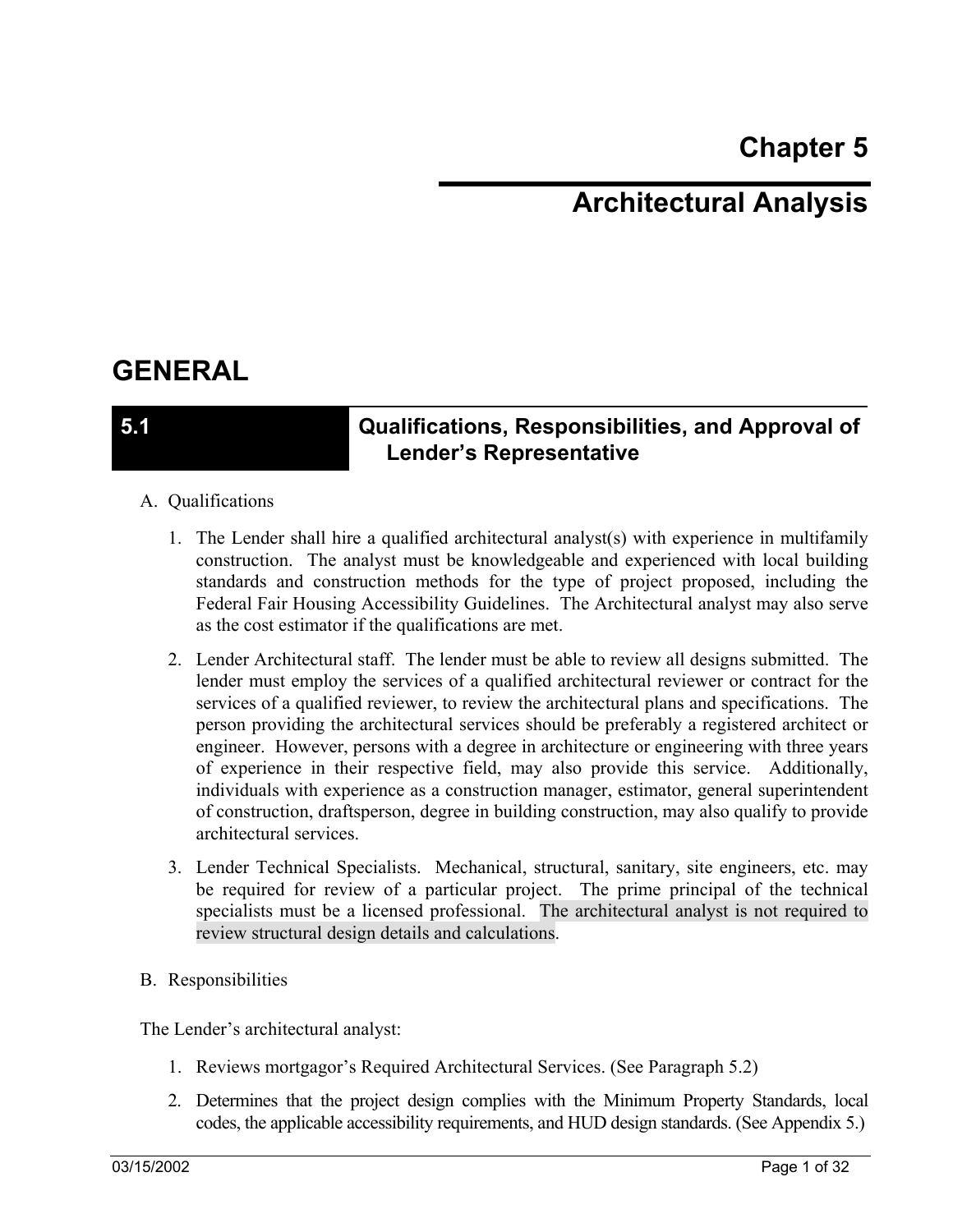# Chapter 5

# Architectural Analysis

## GENERAL

### 5.1 Qualifications, Responsibilities, and Approval of Lender's Representative

A. Qualifications

1. The Lender shall hire a qualified architectural analyst(s) with experience in multifamily construction. The analyst must be knowledgeable and experienced with local building standards and construction methods for the type of project proposed, including the Federal Fair Housing Accessibility Guidelines. The Architectural analyst may also serve as the cost estimator if the qualifications are met.

2. Lender Architectural staff. The lender must be able to review all designs submitted. The lender must employ the services of a qualified architectural reviewer or contract for the services of a qualified reviewer, to review the architectural plans and specifications. The person providing the architectural services should be preferably a registered architect or engineer. However, persons with a degree in architecture or engineering with three years of experience in their respective field, may also provide this service. Additionally, individuals with experience as a construction manager, estimator, general superintendent of construction, draftsperson, degree in building construction, may also qualify to provide architectural services.

3. Lender Technical Specialists. Mechanical, structural, sanitary, site engineers, etc. may be required for review of a particular project. The prime principal of the technical specialists must be a licensed professional. The architectural analyst is not required to review structural design details and calculations.

B. Responsibilities

The Lender's architectural analyst:

1. Reviews mortgagor's Required Architectural Services. (See Paragraph 5.2)

2. Determines that the project design complies with the Minimum Property Standards, local codes, the applicable accessibility requirements, and HUD design standards. (See Appendix 5.)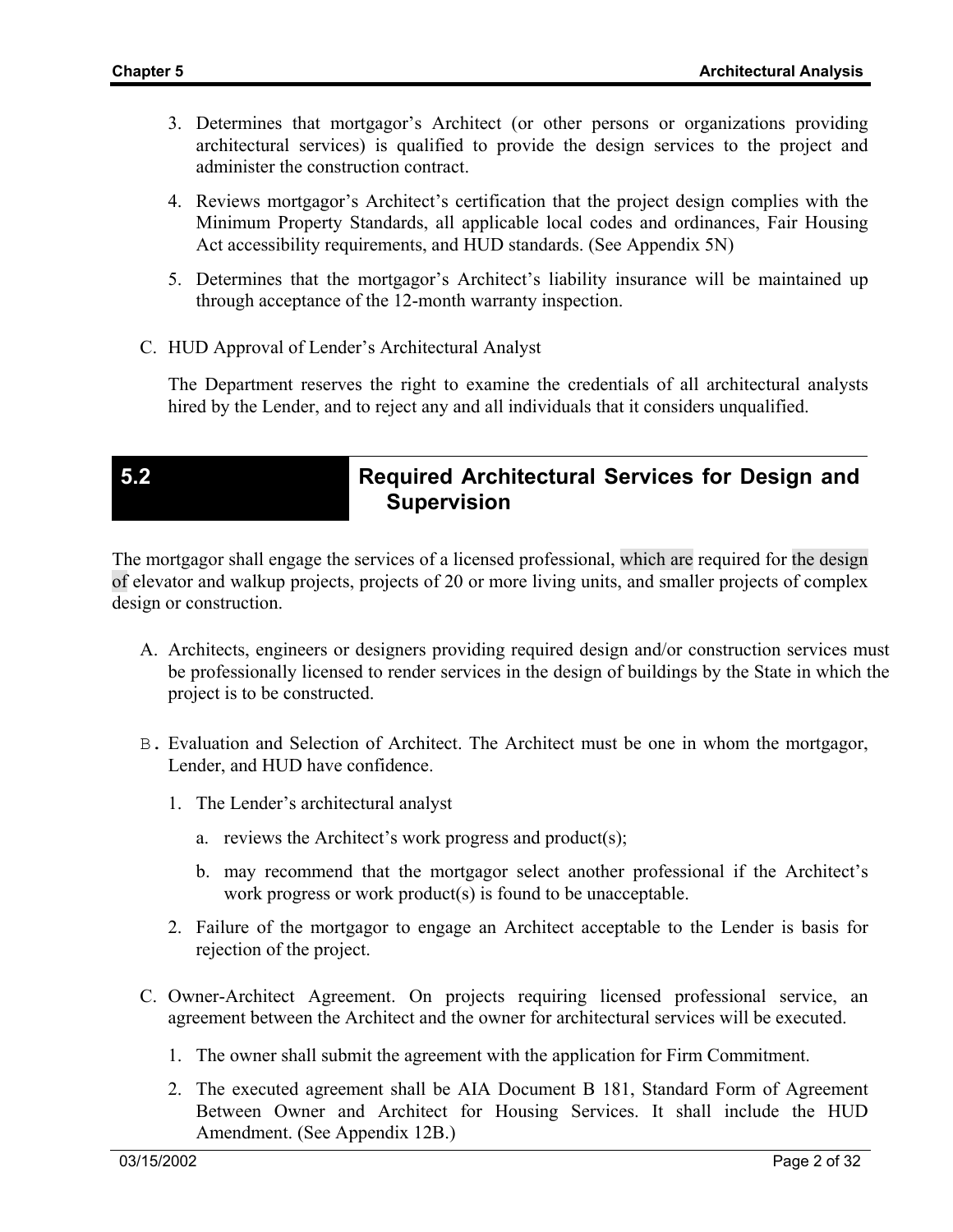3. Determines that mortgagor's Architect (or other persons or organizations providing architectural services) is qualified to provide the design services to the project and administer the construction contract.

4. Reviews mortgagor's Architect's certification that the project design complies with the Minimum Property Standards, all applicable local codes and ordinances, Fair Housing Act accessibility requirements, and HUD standards. (See Appendix 5N)

5. Determines that the mortgagor's Architect's liability insurance will be maintained up through acceptance of the 12-month warranty inspection.

C. HUD Approval of Lender's Architectural Analyst

The Department reserves the right to examine the credentials of all architectural analysts hired by the Lender, and to reject any and all individuals that it considers unqualified.

## 5.2 Required Architectural Services for Design and Supervision

The mortgagor shall engage the services of a licensed professional, which are required for the design of elevator and walkup projects, projects of 20 or more living units, and smaller projects of complex design or construction.

A. Architects, engineers or designers providing required design and/or construction services must be professionally licensed to render services in the design of buildings by the State in which the project is to be constructed.

B. Evaluation and Selection of Architect. The Architect must be one in whom the mortgagor, Lender, and HUD have confidence.

1. The Lender's architectural analyst

   a. reviews the Architect's work progress and product(s);

   b. may recommend that the mortgagor select another professional if the Architect's work progress or work product(s) is found to be unacceptable.

2. Failure of the mortgagor to engage an Architect acceptable to the Lender is basis for rejection of the project.

C. Owner-Architect Agreement. On projects requiring licensed professional service, an agreement between the Architect and the owner for architectural services will be executed.

1. The owner shall submit the agreement with the application for Firm Commitment.

2. The executed agreement shall be AIA Document B 181, Standard Form of Agreement Between Owner and Architect for Housing Services. It shall include the HUD Amendment. (See Appendix 12B.)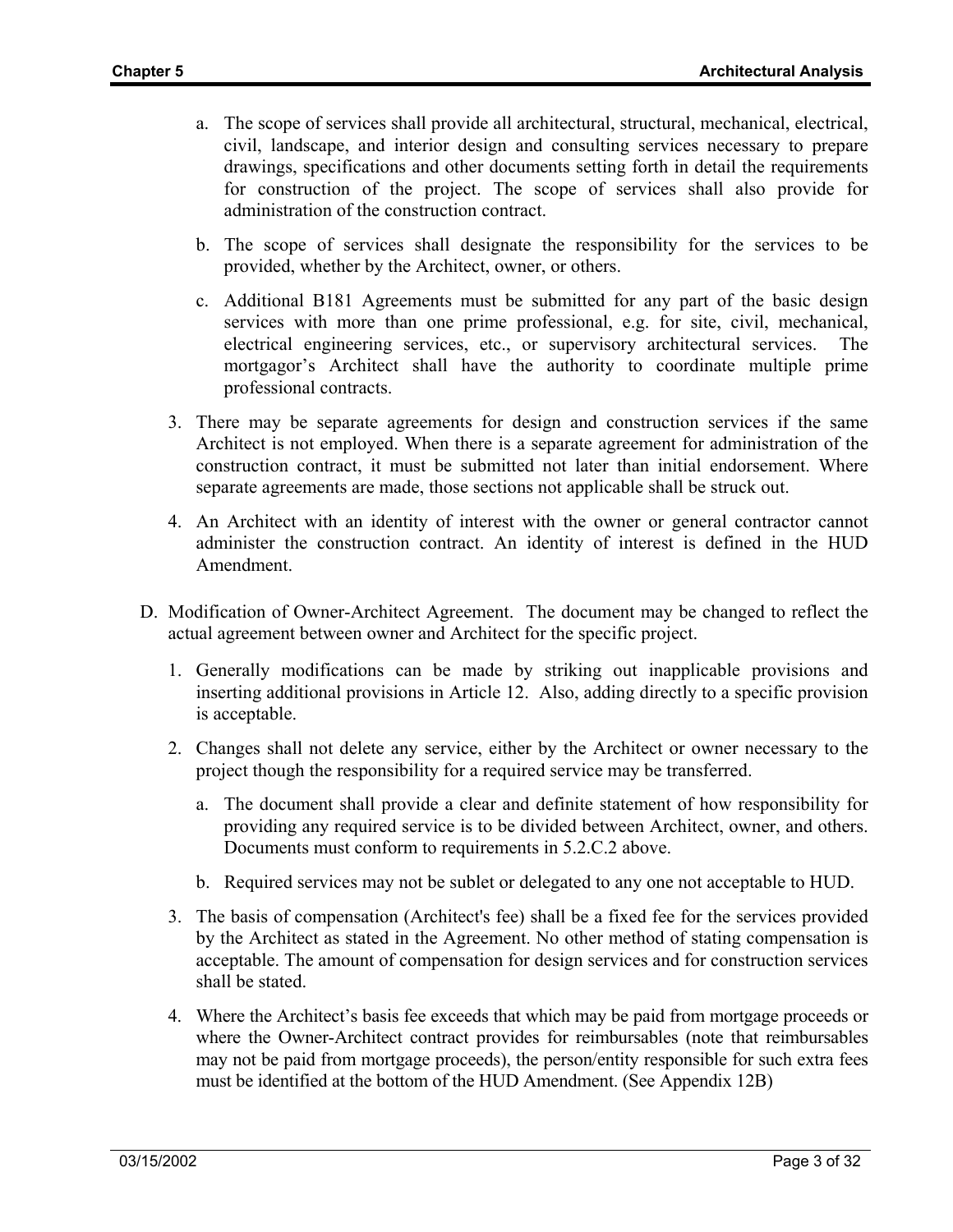a. The scope of services shall provide all architectural, structural, mechanical, electrical, civil, landscape, and interior design and consulting services necessary to prepare drawings, specifications and other documents setting forth in detail the requirements for construction of the project. The scope of services shall also provide for administration of the construction contract.

b. The scope of services shall designate the responsibility for the services to be provided, whether by the Architect, owner, or others.

c. Additional B181 Agreements must be submitted for any part of the basic design services with more than one prime professional, e.g. for site, civil, mechanical, electrical engineering services, etc., or supervisory architectural services. The mortgagor's Architect shall have the authority to coordinate multiple prime professional contracts.

3. There may be separate agreements for design and construction services if the same Architect is not employed. When there is a separate agreement for administration of the construction contract, it must be submitted not later than initial endorsement. Where separate agreements are made, those sections not applicable shall be struck out.

4. An Architect with an identity of interest with the owner or general contractor cannot administer the construction contract. An identity of interest is defined in the HUD Amendment.

D. Modification of Owner-Architect Agreement. The document may be changed to reflect the actual agreement between owner and Architect for the specific project.

1. Generally modifications can be made by striking out inapplicable provisions and inserting additional provisions in Article 12. Also, adding directly to a specific provision is acceptable.

2. Changes shall not delete any service, either by the Architect or owner necessary to the project though the responsibility for a required service may be transferred.

   a. The document shall provide a clear and definite statement of how responsibility for providing any required service is to be divided between Architect, owner, and others. Documents must conform to requirements in 5.2.C.2 above.

   b. Required services may not be sublet or delegated to any one not acceptable to HUD.

3. The basis of compensation (Architect's fee) shall be a fixed fee for the services provided by the Architect as stated in the Agreement. No other method of stating compensation is acceptable. The amount of compensation for design services and for construction services shall be stated.

4. Where the Architect's basis fee exceeds that which may be paid from mortgage proceeds or where the Owner-Architect contract provides for reimbursables (note that reimbursables may not be paid from mortgage proceeds), the person/entity responsible for such extra fees must be identified at the bottom of the HUD Amendment. (See Appendix 12B)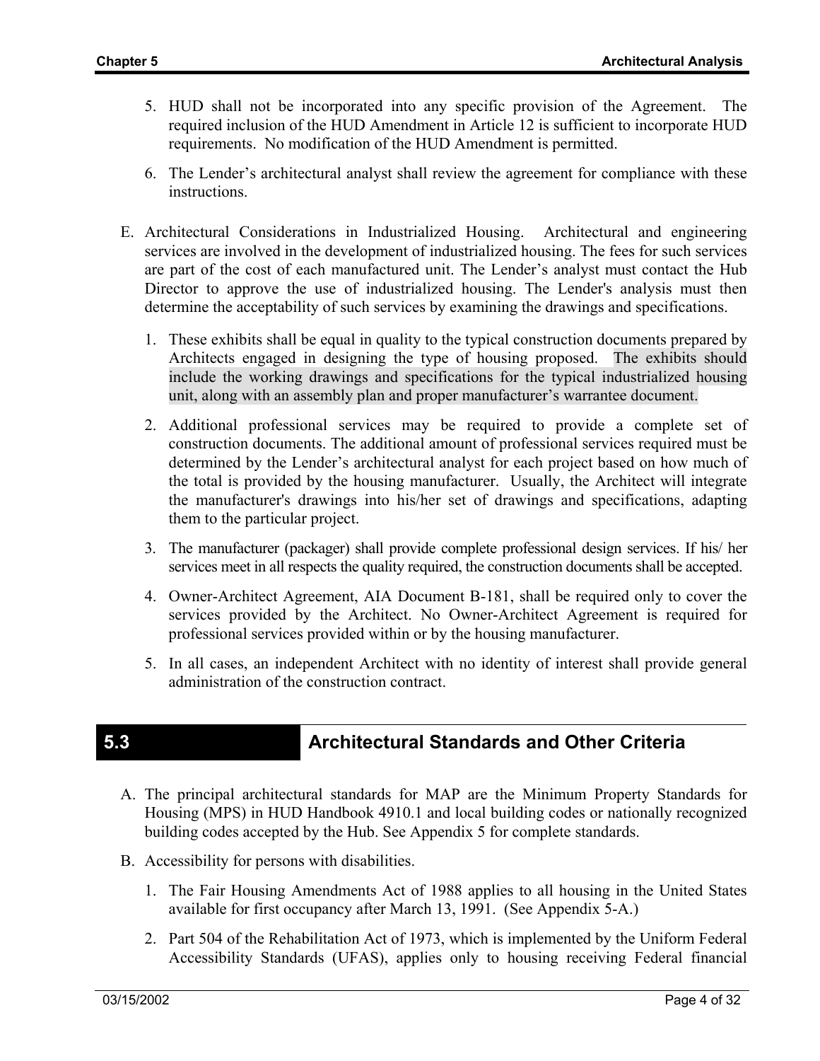5. HUD shall not be incorporated into any specific provision of the Agreement. The required inclusion of the HUD Amendment in Article 12 is sufficient to incorporate HUD requirements. No modification of the HUD Amendment is permitted.

6. The Lender's architectural analyst shall review the agreement for compliance with these instructions.

E. Architectural Considerations in Industrialized Housing. Architectural and engineering services are involved in the development of industrialized housing. The fees for such services are part of the cost of each manufactured unit. The Lender's analyst must contact the Hub Director to approve the use of industrialized housing. The Lender's analysis must then determine the acceptability of such services by examining the drawings and specifications.

   1. These exhibits shall be equal in quality to the typical construction documents prepared by Architects engaged in designing the type of housing proposed. The exhibits should include the working drawings and specifications for the typical industrialized housing unit, along with an assembly plan and proper manufacturer's warrantee document.

   2. Additional professional services may be required to provide a complete set of construction documents. The additional amount of professional services required must be determined by the Lender's architectural analyst for each project based on how much of the total is provided by the housing manufacturer. Usually, the Architect will integrate the manufacturer's drawings into his/her set of drawings and specifications, adapting them to the particular project.

   3. The manufacturer (packager) shall provide complete professional design services. If his/ her services meet in all respects the quality required, the construction documents shall be accepted.

   4. Owner-Architect Agreement, AIA Document B-181, shall be required only to cover the services provided by the Architect. No Owner-Architect Agreement is required for professional services provided within or by the housing manufacturer.

   5. In all cases, an independent Architect with no identity of interest shall provide general administration of the construction contract.

## 5.3 Architectural Standards and Other Criteria

A. The principal architectural standards for MAP are the Minimum Property Standards for Housing (MPS) in HUD Handbook 4910.1 and local building codes or nationally recognized building codes accepted by the Hub. See Appendix 5 for complete standards.

B. Accessibility for persons with disabilities.

   1. The Fair Housing Amendments Act of 1988 applies to all housing in the United States available for first occupancy after March 13, 1991. (See Appendix 5-A.)

   2. Part 504 of the Rehabilitation Act of 1973, which is implemented by the Uniform Federal Accessibility Standards (UFAS), applies only to housing receiving Federal financial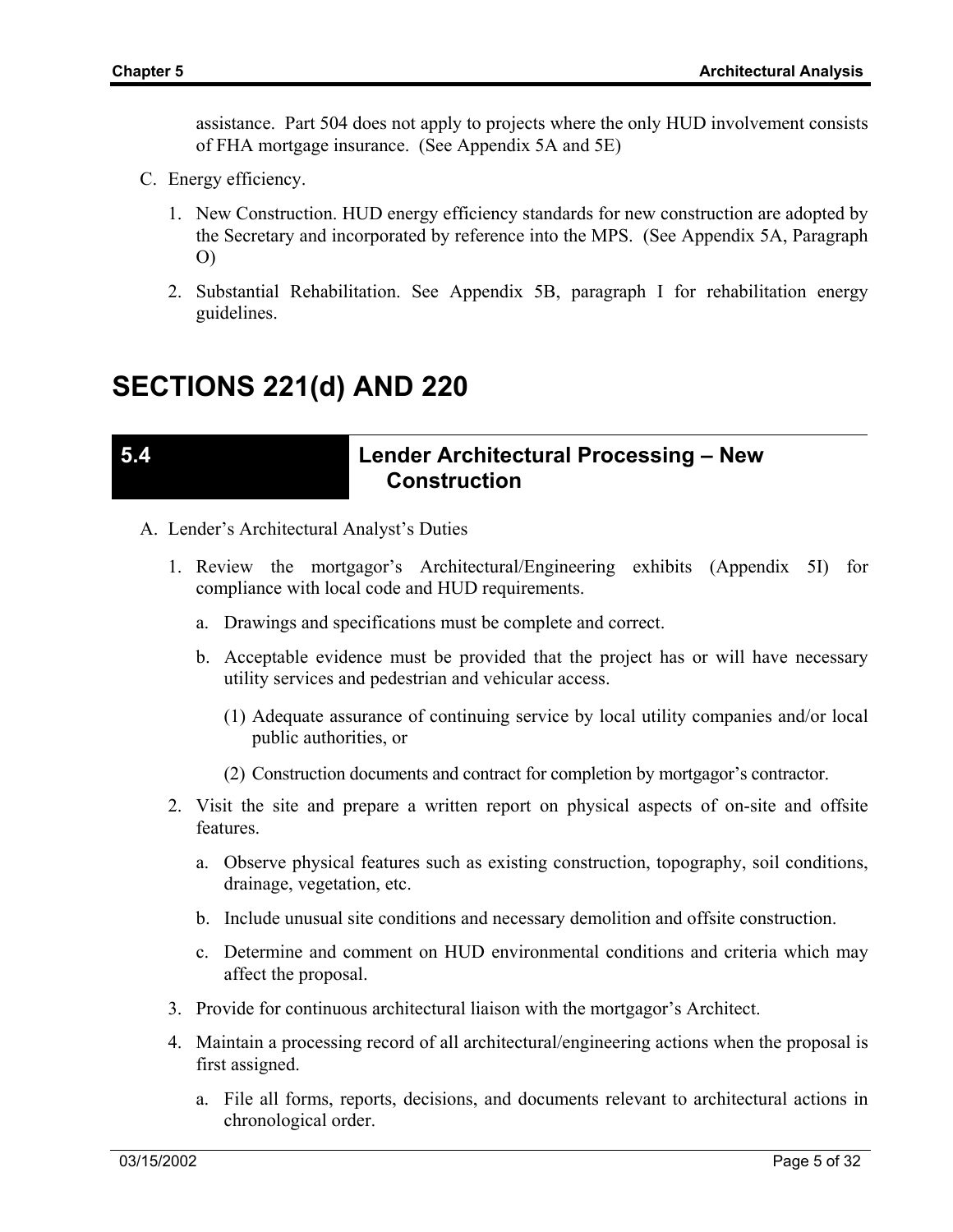assistance. Part 504 does not apply to projects where the only HUD involvement consists of FHA mortgage insurance. (See Appendix 5A and 5E)

C. Energy efficiency.

   1. New Construction. HUD energy efficiency standards for new construction are adopted by the Secretary and incorporated by reference into the MPS. (See Appendix 5A, Paragraph O)

   2. Substantial Rehabilitation. See Appendix 5B, paragraph I for rehabilitation energy guidelines.

# SECTIONS 221(d) AND 220

## 5.4 Lender Architectural Processing – New Construction

A. Lender's Architectural Analyst's Duties

   1. Review the mortgagor's Architectural/Engineering exhibits (Appendix 5I) for compliance with local code and HUD requirements.

      a. Drawings and specifications must be complete and correct.

      b. Acceptable evidence must be provided that the project has or will have necessary utility services and pedestrian and vehicular access.

         (1) Adequate assurance of continuing service by local utility companies and/or local public authorities, or

         (2) Construction documents and contract for completion by mortgagor's contractor.

   2. Visit the site and prepare a written report on physical aspects of on-site and offsite features.

      a. Observe physical features such as existing construction, topography, soil conditions, drainage, vegetation, etc.

      b. Include unusual site conditions and necessary demolition and offsite construction.

      c. Determine and comment on HUD environmental conditions and criteria which may affect the proposal.

   3. Provide for continuous architectural liaison with the mortgagor's Architect.

   4. Maintain a processing record of all architectural/engineering actions when the proposal is first assigned.

      a. File all forms, reports, decisions, and documents relevant to architectural actions in chronological order.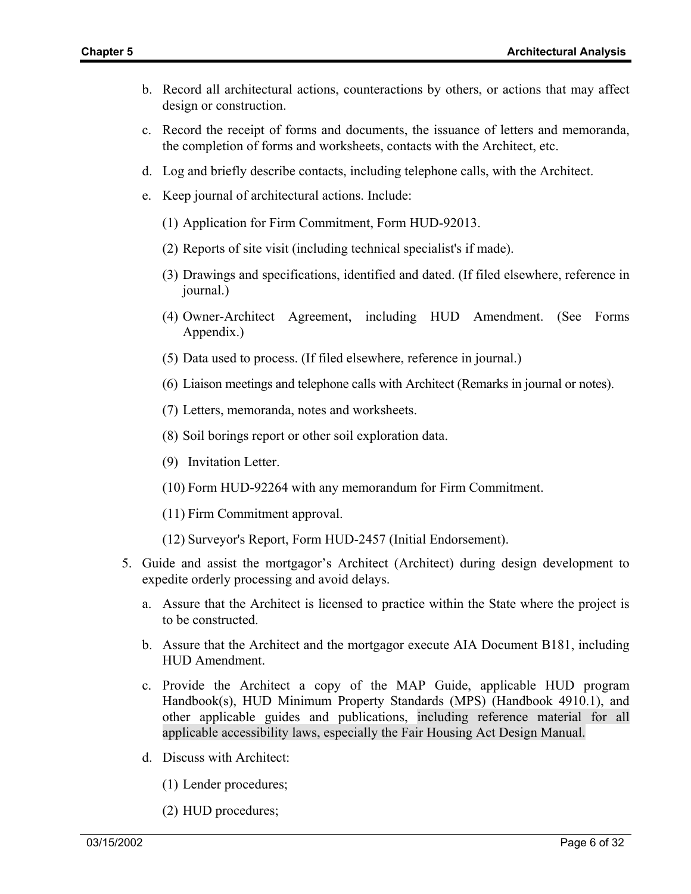b. Record all architectural actions, counteractions by others, or actions that may affect design or construction.

c. Record the receipt of forms and documents, the issuance of letters and memoranda, the completion of forms and worksheets, contacts with the Architect, etc.

d. Log and briefly describe contacts, including telephone calls, with the Architect.

e. Keep journal of architectural actions. Include:

   (1) Application for Firm Commitment, Form HUD-92013.

   (2) Reports of site visit (including technical specialist's if made).

   (3) Drawings and specifications, identified and dated. (If filed elsewhere, reference in journal.)

   (4) Owner-Architect Agreement, including HUD Amendment. (See Forms Appendix.)

   (5) Data used to process. (If filed elsewhere, reference in journal.)

   (6) Liaison meetings and telephone calls with Architect (Remarks in journal or notes).

   (7) Letters, memoranda, notes and worksheets.

   (8) Soil borings report or other soil exploration data.

   (9) Invitation Letter.

   (10) Form HUD-92264 with any memorandum for Firm Commitment.

   (11) Firm Commitment approval.

   (12) Surveyor's Report, Form HUD-2457 (Initial Endorsement).

5. Guide and assist the mortgagor's Architect (Architect) during design development to expedite orderly processing and avoid delays.

   a. Assure that the Architect is licensed to practice within the State where the project is to be constructed.

   b. Assure that the Architect and the mortgagor execute AIA Document B181, including HUD Amendment.

   c. Provide the Architect a copy of the MAP Guide, applicable HUD program Handbook(s), HUD Minimum Property Standards (MPS) (Handbook 4910.1), and other applicable guides and publications, including reference material for all applicable accessibility laws, especially the Fair Housing Act Design Manual.

   d. Discuss with Architect:

      (1) Lender procedures;

      (2) HUD procedures;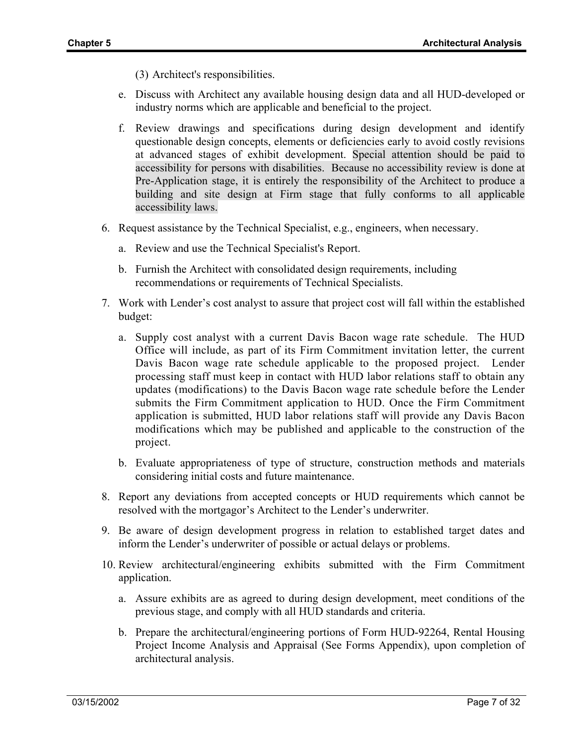(3) Architect's responsibilities.

e. Discuss with Architect any available housing design data and all HUD-developed or industry norms which are applicable and beneficial to the project.

f. Review drawings and specifications during design development and identify questionable design concepts, elements or deficiencies early to avoid costly revisions at advanced stages of exhibit development. Special attention should be paid to accessibility for persons with disabilities. Because no accessibility review is done at Pre-Application stage, it is entirely the responsibility of the Architect to produce a building and site design at Firm stage that fully conforms to all applicable accessibility laws.

6. Request assistance by the Technical Specialist, e.g., engineers, when necessary.

   a. Review and use the Technical Specialist's Report.

   b. Furnish the Architect with consolidated design requirements, including recommendations or requirements of Technical Specialists.

7. Work with Lender's cost analyst to assure that project cost will fall within the established budget:

   a. Supply cost analyst with a current Davis Bacon wage rate schedule. The HUD Office will include, as part of its Firm Commitment invitation letter, the current Davis Bacon wage rate schedule applicable to the proposed project. Lender processing staff must keep in contact with HUD labor relations staff to obtain any updates (modifications) to the Davis Bacon wage rate schedule before the Lender submits the Firm Commitment application to HUD. Once the Firm Commitment application is submitted, HUD labor relations staff will provide any Davis Bacon modifications which may be published and applicable to the construction of the project.

   b. Evaluate appropriateness of type of structure, construction methods and materials considering initial costs and future maintenance.

8. Report any deviations from accepted concepts or HUD requirements which cannot be resolved with the mortgagor's Architect to the Lender's underwriter.

9. Be aware of design development progress in relation to established target dates and inform the Lender's underwriter of possible or actual delays or problems.

10. Review architectural/engineering exhibits submitted with the Firm Commitment application.

    a. Assure exhibits are as agreed to during design development, meet conditions of the previous stage, and comply with all HUD standards and criteria.

    b. Prepare the architectural/engineering portions of Form HUD-92264, Rental Housing Project Income Analysis and Appraisal (See Forms Appendix), upon completion of architectural analysis.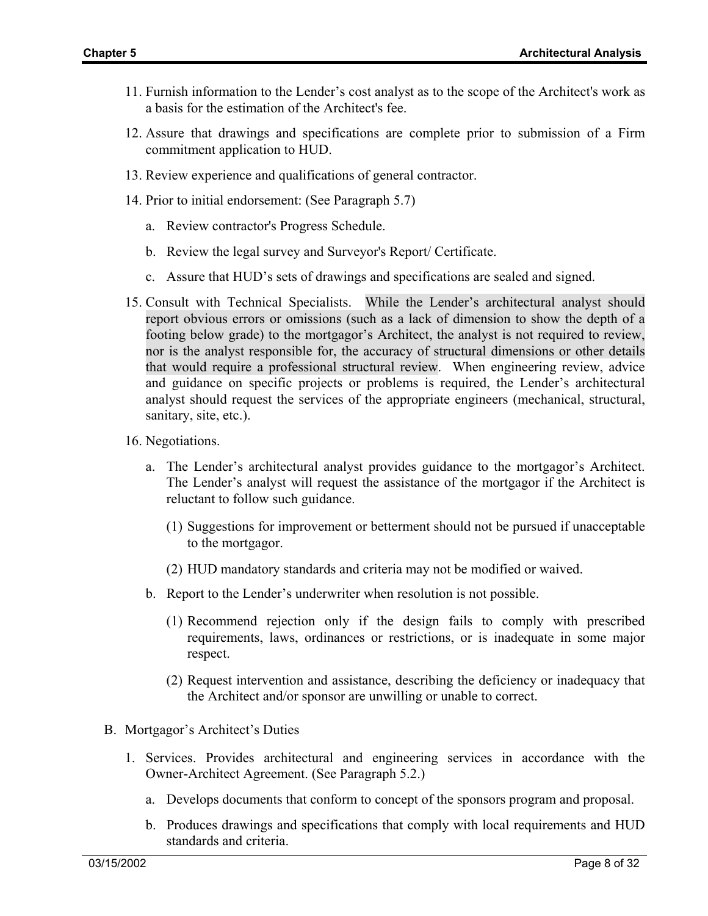11. Furnish information to the Lender's cost analyst as to the scope of the Architect's work as a basis for the estimation of the Architect's fee.

12. Assure that drawings and specifications are complete prior to submission of a Firm commitment application to HUD.

13. Review experience and qualifications of general contractor.

14. Prior to initial endorsement: (See Paragraph 5.7)

    a. Review contractor's Progress Schedule.

    b. Review the legal survey and Surveyor's Report/ Certificate.

    c. Assure that HUD's sets of drawings and specifications are sealed and signed.

15. Consult with Technical Specialists. While the Lender's architectural analyst should report obvious errors or omissions (such as a lack of dimension to show the depth of a footing below grade) to the mortgagor's Architect, the analyst is not required to review, nor is the analyst responsible for, the accuracy of structural dimensions or other details that would require a professional structural review. When engineering review, advice and guidance on specific projects or problems is required, the Lender's architectural analyst should request the services of the appropriate engineers (mechanical, structural, sanitary, site, etc.).

16. Negotiations.

    a. The Lender's architectural analyst provides guidance to the mortgagor's Architect. The Lender's analyst will request the assistance of the mortgagor if the Architect is reluctant to follow such guidance.

        (1) Suggestions for improvement or betterment should not be pursued if unacceptable to the mortgagor.

        (2) HUD mandatory standards and criteria may not be modified or waived.

    b. Report to the Lender's underwriter when resolution is not possible.

        (1) Recommend rejection only if the design fails to comply with prescribed requirements, laws, ordinances or restrictions, or is inadequate in some major respect.

        (2) Request intervention and assistance, describing the deficiency or inadequacy that the Architect and/or sponsor are unwilling or unable to correct.

B. Mortgagor's Architect's Duties

1. Services. Provides architectural and engineering services in accordance with the Owner-Architect Agreement. (See Paragraph 5.2.)

    a. Develops documents that conform to concept of the sponsors program and proposal.

    b. Produces drawings and specifications that comply with local requirements and HUD standards and criteria.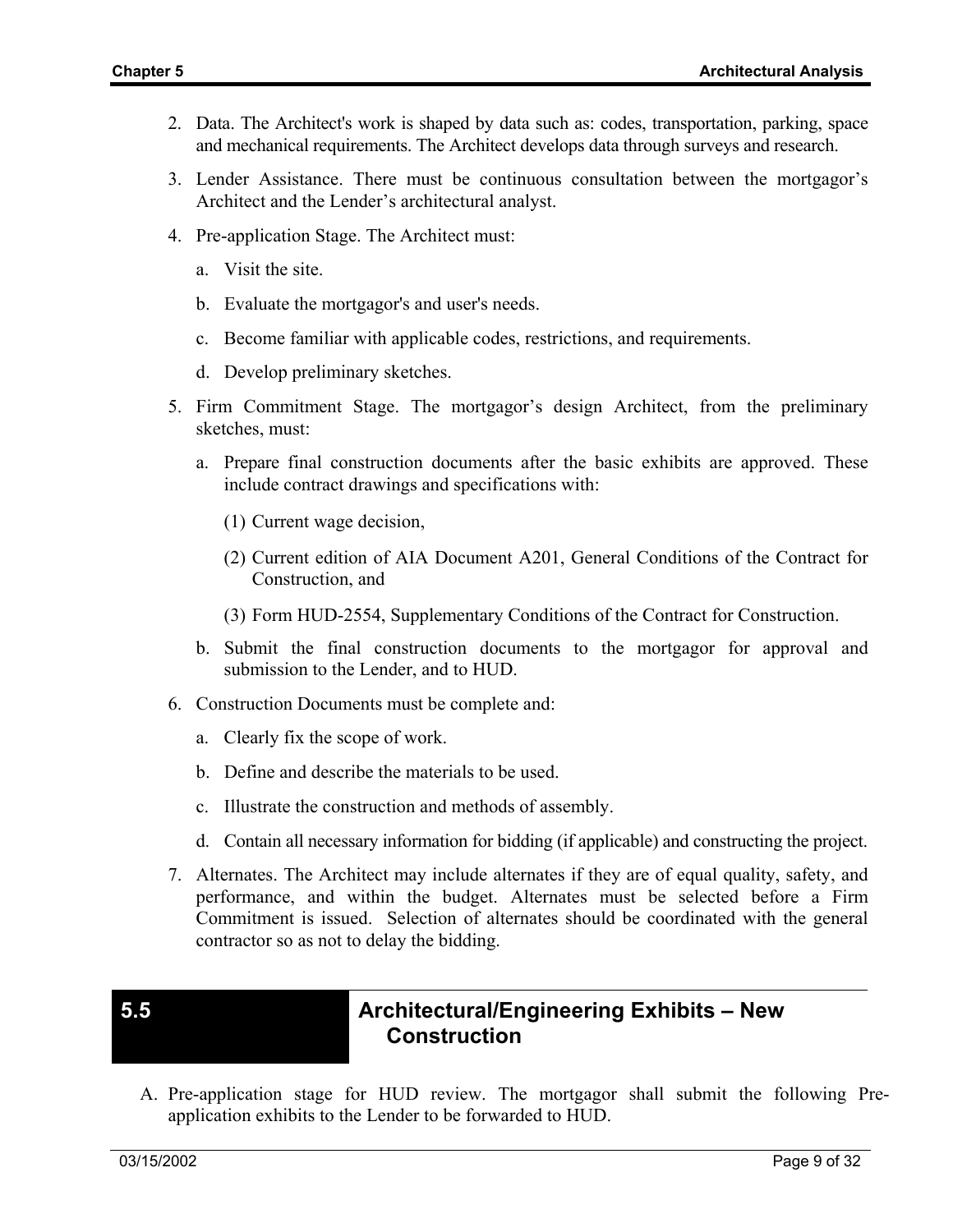2. Data. The Architect's work is shaped by data such as: codes, transportation, parking, space and mechanical requirements. The Architect develops data through surveys and research.

3. Lender Assistance. There must be continuous consultation between the mortgagor's Architect and the Lender's architectural analyst.

4. Pre-application Stage. The Architect must:

   a. Visit the site.

   b. Evaluate the mortgagor's and user's needs.

   c. Become familiar with applicable codes, restrictions, and requirements.

   d. Develop preliminary sketches.

5. Firm Commitment Stage. The mortgagor's design Architect, from the preliminary sketches, must:

   a. Prepare final construction documents after the basic exhibits are approved. These include contract drawings and specifications with:

      (1) Current wage decision,

      (2) Current edition of AIA Document A201, General Conditions of the Contract for Construction, and

      (3) Form HUD-2554, Supplementary Conditions of the Contract for Construction.

   b. Submit the final construction documents to the mortgagor for approval and submission to the Lender, and to HUD.

6. Construction Documents must be complete and:

   a. Clearly fix the scope of work.

   b. Define and describe the materials to be used.

   c. Illustrate the construction and methods of assembly.

   d. Contain all necessary information for bidding (if applicable) and constructing the project.

7. Alternates. The Architect may include alternates if they are of equal quality, safety, and performance, and within the budget. Alternates must be selected before a Firm Commitment is issued. Selection of alternates should be coordinated with the general contractor so as not to delay the bidding.

## 5.5 Architectural/Engineering Exhibits – New Construction

A. Pre-application stage for HUD review. The mortgagor shall submit the following Pre-application exhibits to the Lender to be forwarded to HUD.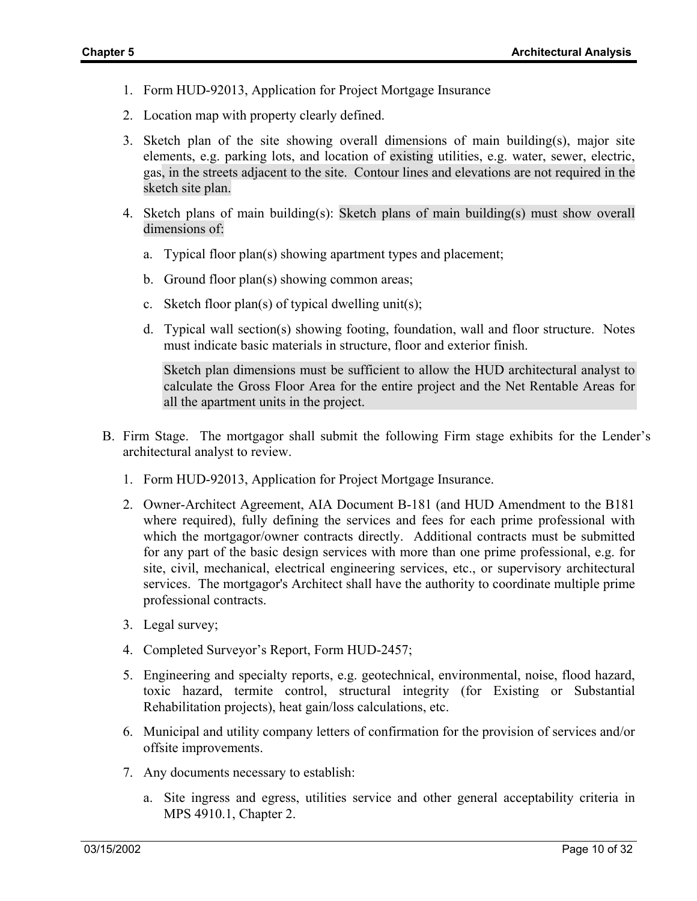1. Form HUD-92013, Application for Project Mortgage Insurance

2. Location map with property clearly defined.

3. Sketch plan of the site showing overall dimensions of main building(s), major site elements, e.g. parking lots, and location of existing utilities, e.g. water, sewer, electric, gas, in the streets adjacent to the site. Contour lines and elevations are not required in the sketch site plan.

4. Sketch plans of main building(s): Sketch plans of main building(s) must show overall dimensions of:

   a. Typical floor plan(s) showing apartment types and placement;

   b. Ground floor plan(s) showing common areas;

   c. Sketch floor plan(s) of typical dwelling unit(s);

   d. Typical wall section(s) showing footing, foundation, wall and floor structure. Notes must indicate basic materials in structure, floor and exterior finish.

      Sketch plan dimensions must be sufficient to allow the HUD architectural analyst to calculate the Gross Floor Area for the entire project and the Net Rentable Areas for all the apartment units in the project.

B. Firm Stage. The mortgagor shall submit the following Firm stage exhibits for the Lender's architectural analyst to review.

   1. Form HUD-92013, Application for Project Mortgage Insurance.

   2. Owner-Architect Agreement, AIA Document B-181 (and HUD Amendment to the B181 where required), fully defining the services and fees for each prime professional with which the mortgagor/owner contracts directly. Additional contracts must be submitted for any part of the basic design services with more than one prime professional, e.g. for site, civil, mechanical, electrical engineering services, etc., or supervisory architectural services. The mortgagor's Architect shall have the authority to coordinate multiple prime professional contracts.

   3. Legal survey;

   4. Completed Surveyor's Report, Form HUD-2457;

   5. Engineering and specialty reports, e.g. geotechnical, environmental, noise, flood hazard, toxic hazard, termite control, structural integrity (for Existing or Substantial Rehabilitation projects), heat gain/loss calculations, etc.

   6. Municipal and utility company letters of confirmation for the provision of services and/or offsite improvements.

   7. Any documents necessary to establish:

      a. Site ingress and egress, utilities service and other general acceptability criteria in MPS 4910.1, Chapter 2.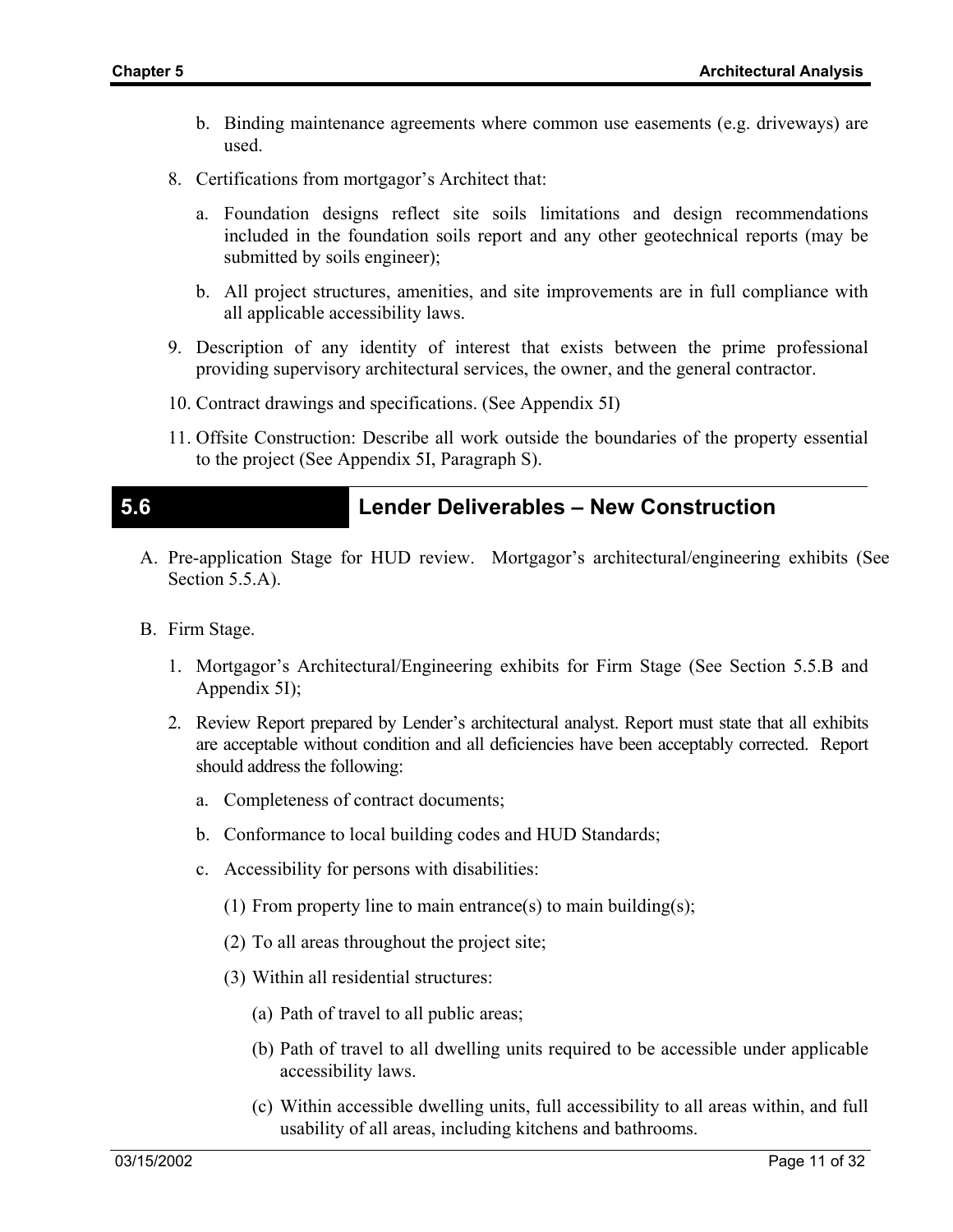b. Binding maintenance agreements where common use easements (e.g. driveways) are used.

8. Certifications from mortgagor's Architect that:

   a. Foundation designs reflect site soils limitations and design recommendations included in the foundation soils report and any other geotechnical reports (may be submitted by soils engineer);

   b. All project structures, amenities, and site improvements are in full compliance with all applicable accessibility laws.

9. Description of any identity of interest that exists between the prime professional providing supervisory architectural services, the owner, and the general contractor.

10. Contract drawings and specifications. (See Appendix 5I)

11. Offsite Construction: Describe all work outside the boundaries of the property essential to the project (See Appendix 5I, Paragraph S).

## 5.6 Lender Deliverables – New Construction

A. Pre-application Stage for HUD review. Mortgagor's architectural/engineering exhibits (See Section 5.5.A).

B. Firm Stage.

   1. Mortgagor's Architectural/Engineering exhibits for Firm Stage (See Section 5.5.B and Appendix 5I);

   2. Review Report prepared by Lender's architectural analyst. Report must state that all exhibits are acceptable without condition and all deficiencies have been acceptably corrected. Report should address the following:

      a. Completeness of contract documents;

      b. Conformance to local building codes and HUD Standards;

      c. Accessibility for persons with disabilities:

         (1) From property line to main entrance(s) to main building(s);

         (2) To all areas throughout the project site;

         (3) Within all residential structures:

            (a) Path of travel to all public areas;

            (b) Path of travel to all dwelling units required to be accessible under applicable accessibility laws.

            (c) Within accessible dwelling units, full accessibility to all areas within, and full usability of all areas, including kitchens and bathrooms.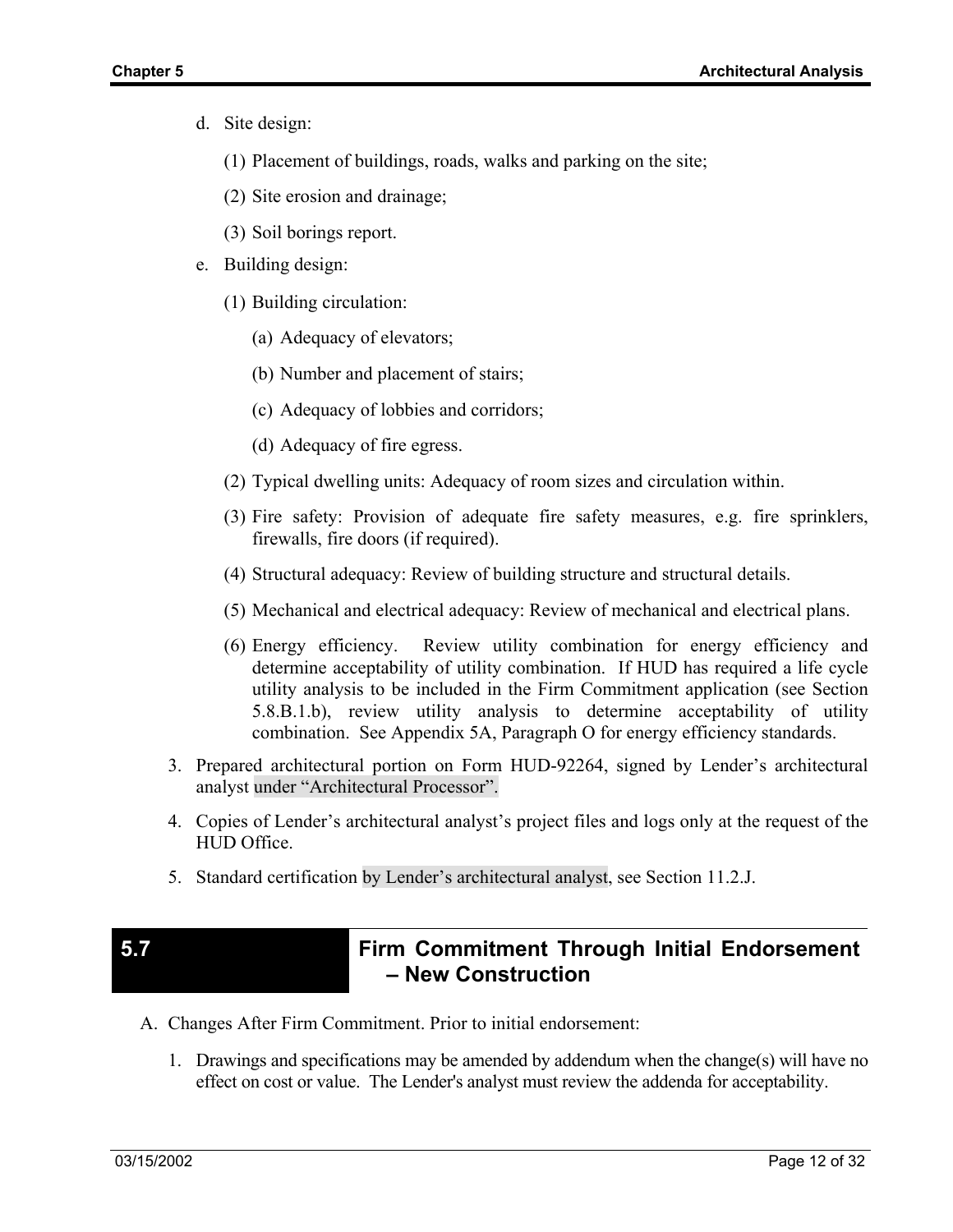d. Site design:

   (1) Placement of buildings, roads, walks and parking on the site;

   (2) Site erosion and drainage;

   (3) Soil borings report.

e. Building design:

   (1) Building circulation:

      (a) Adequacy of elevators;

      (b) Number and placement of stairs;

      (c) Adequacy of lobbies and corridors;

      (d) Adequacy of fire egress.

   (2) Typical dwelling units: Adequacy of room sizes and circulation within.

   (3) Fire safety: Provision of adequate fire safety measures, e.g. fire sprinklers, firewalls, fire doors (if required).

   (4) Structural adequacy: Review of building structure and structural details.

   (5) Mechanical and electrical adequacy: Review of mechanical and electrical plans.

   (6) Energy efficiency. Review utility combination for energy efficiency and determine acceptability of utility combination. If HUD has required a life cycle utility analysis to be included in the Firm Commitment application (see Section 5.8.B.1.b), review utility analysis to determine acceptability of utility combination. See Appendix 5A, Paragraph O for energy efficiency standards.

3. Prepared architectural portion on Form HUD-92264, signed by Lender's architectural analyst under "Architectural Processor".

4. Copies of Lender's architectural analyst's project files and logs only at the request of the HUD Office.

5. Standard certification by Lender's architectural analyst, see Section 11.2.J.

## 5.7 Firm Commitment Through Initial Endorsement – New Construction

A. Changes After Firm Commitment. Prior to initial endorsement:

   1. Drawings and specifications may be amended by addendum when the change(s) will have no effect on cost or value. The Lender's analyst must review the addenda for acceptability.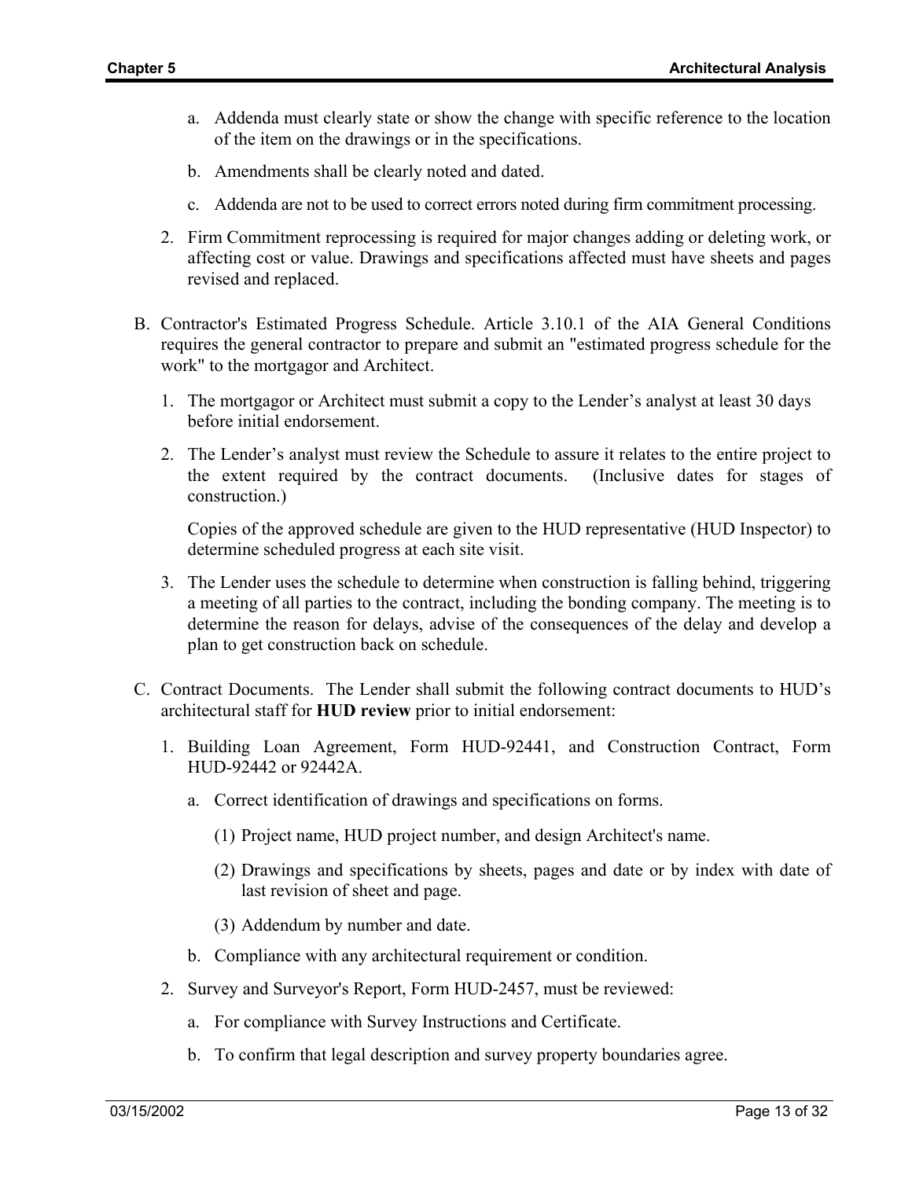a. Addenda must clearly state or show the change with specific reference to the location of the item on the drawings or in the specifications.

b. Amendments shall be clearly noted and dated.

c. Addenda are not to be used to correct errors noted during firm commitment processing.

2. Firm Commitment reprocessing is required for major changes adding or deleting work, or affecting cost or value. Drawings and specifications affected must have sheets and pages revised and replaced.

B. Contractor's Estimated Progress Schedule. Article 3.10.1 of the AIA General Conditions requires the general contractor to prepare and submit an "estimated progress schedule for the work" to the mortgagor and Architect.

1. The mortgagor or Architect must submit a copy to the Lender's analyst at least 30 days before initial endorsement.

2. The Lender's analyst must review the Schedule to assure it relates to the entire project to the extent required by the contract documents. (Inclusive dates for stages of construction.)

   Copies of the approved schedule are given to the HUD representative (HUD Inspector) to determine scheduled progress at each site visit.

3. The Lender uses the schedule to determine when construction is falling behind, triggering a meeting of all parties to the contract, including the bonding company. The meeting is to determine the reason for delays, advise of the consequences of the delay and develop a plan to get construction back on schedule.

C. Contract Documents. The Lender shall submit the following contract documents to HUD's architectural staff for **HUD review** prior to initial endorsement:

1. Building Loan Agreement, Form HUD-92441, and Construction Contract, Form HUD-92442 or 92442A.

   a. Correct identification of drawings and specifications on forms.

      (1) Project name, HUD project number, and design Architect's name.

      (2) Drawings and specifications by sheets, pages and date or by index with date of last revision of sheet and page.

      (3) Addendum by number and date.

   b. Compliance with any architectural requirement or condition.

2. Survey and Surveyor's Report, Form HUD-2457, must be reviewed:

   a. For compliance with Survey Instructions and Certificate.

   b. To confirm that legal description and survey property boundaries agree.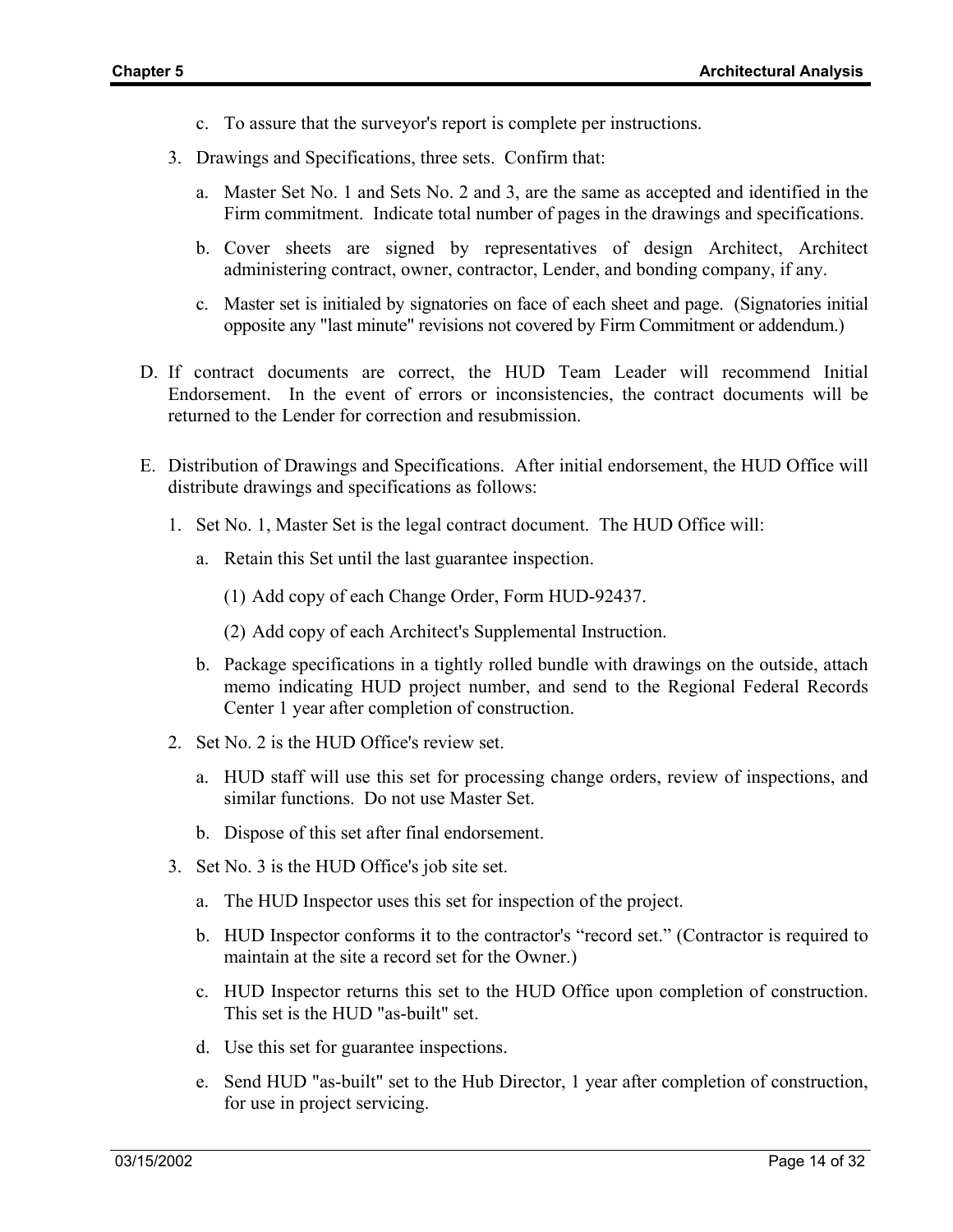c. To assure that the surveyor's report is complete per instructions.

3. Drawings and Specifications, three sets. Confirm that:

   a. Master Set No. 1 and Sets No. 2 and 3, are the same as accepted and identified in the Firm commitment. Indicate total number of pages in the drawings and specifications.

   b. Cover sheets are signed by representatives of design Architect, Architect administering contract, owner, contractor, Lender, and bonding company, if any.

   c. Master set is initialed by signatories on face of each sheet and page. (Signatories initial opposite any "last minute" revisions not covered by Firm Commitment or addendum.)

D. If contract documents are correct, the HUD Team Leader will recommend Initial Endorsement. In the event of errors or inconsistencies, the contract documents will be returned to the Lender for correction and resubmission.

E. Distribution of Drawings and Specifications. After initial endorsement, the HUD Office will distribute drawings and specifications as follows:

1. Set No. 1, Master Set is the legal contract document. The HUD Office will:

   a. Retain this Set until the last guarantee inspection.

      (1) Add copy of each Change Order, Form HUD-92437.

      (2) Add copy of each Architect's Supplemental Instruction.

   b. Package specifications in a tightly rolled bundle with drawings on the outside, attach memo indicating HUD project number, and send to the Regional Federal Records Center 1 year after completion of construction.

2. Set No. 2 is the HUD Office's review set.

   a. HUD staff will use this set for processing change orders, review of inspections, and similar functions. Do not use Master Set.

   b. Dispose of this set after final endorsement.

3. Set No. 3 is the HUD Office's job site set.

   a. The HUD Inspector uses this set for inspection of the project.

   b. HUD Inspector conforms it to the contractor's "record set." (Contractor is required to maintain at the site a record set for the Owner.)

   c. HUD Inspector returns this set to the HUD Office upon completion of construction. This set is the HUD "as-built" set.

   d. Use this set for guarantee inspections.

   e. Send HUD "as-built" set to the Hub Director, 1 year after completion of construction, for use in project servicing.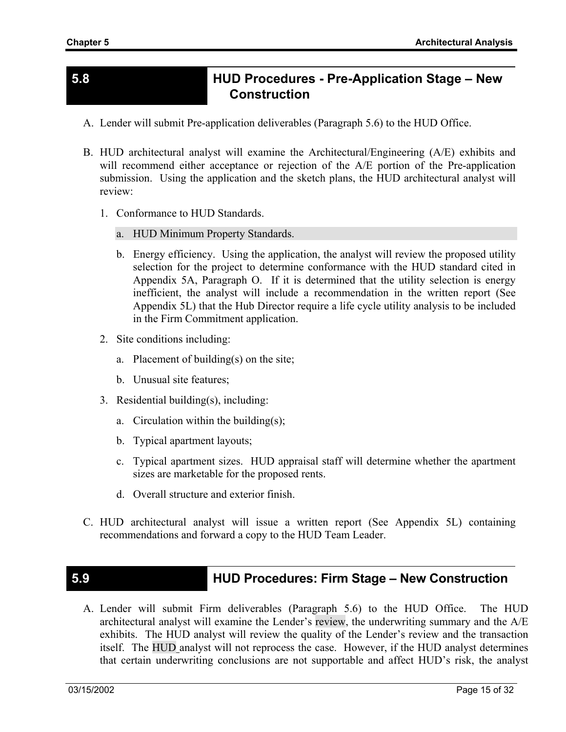## 5.8 HUD Procedures - Pre-Application Stage – New Construction

A. Lender will submit Pre-application deliverables (Paragraph 5.6) to the HUD Office.

B. HUD architectural analyst will examine the Architectural/Engineering (A/E) exhibits and will recommend either acceptance or rejection of the A/E portion of the Pre-application submission. Using the application and the sketch plans, the HUD architectural analyst will review:

   1. Conformance to HUD Standards.

      a. HUD Minimum Property Standards.

      b. Energy efficiency. Using the application, the analyst will review the proposed utility selection for the project to determine conformance with the HUD standard cited in Appendix 5A, Paragraph O. If it is determined that the utility selection is energy inefficient, the analyst will include a recommendation in the written report (See Appendix 5L) that the Hub Director require a life cycle utility analysis to be included in the Firm Commitment application.

   2. Site conditions including:

      a. Placement of building(s) on the site;

      b. Unusual site features;

   3. Residential building(s), including:

      a. Circulation within the building(s);

      b. Typical apartment layouts;

      c. Typical apartment sizes. HUD appraisal staff will determine whether the apartment sizes are marketable for the proposed rents.

      d. Overall structure and exterior finish.

C. HUD architectural analyst will issue a written report (See Appendix 5L) containing recommendations and forward a copy to the HUD Team Leader.

## 5.9 HUD Procedures: Firm Stage – New Construction

A. Lender will submit Firm deliverables (Paragraph 5.6) to the HUD Office. The HUD architectural analyst will examine the Lender's review, the underwriting summary and the A/E exhibits. The HUD analyst will review the quality of the Lender's review and the transaction itself. The HUD analyst will not reprocess the case. However, if the HUD analyst determines that certain underwriting conclusions are not supportable and affect HUD's risk, the analyst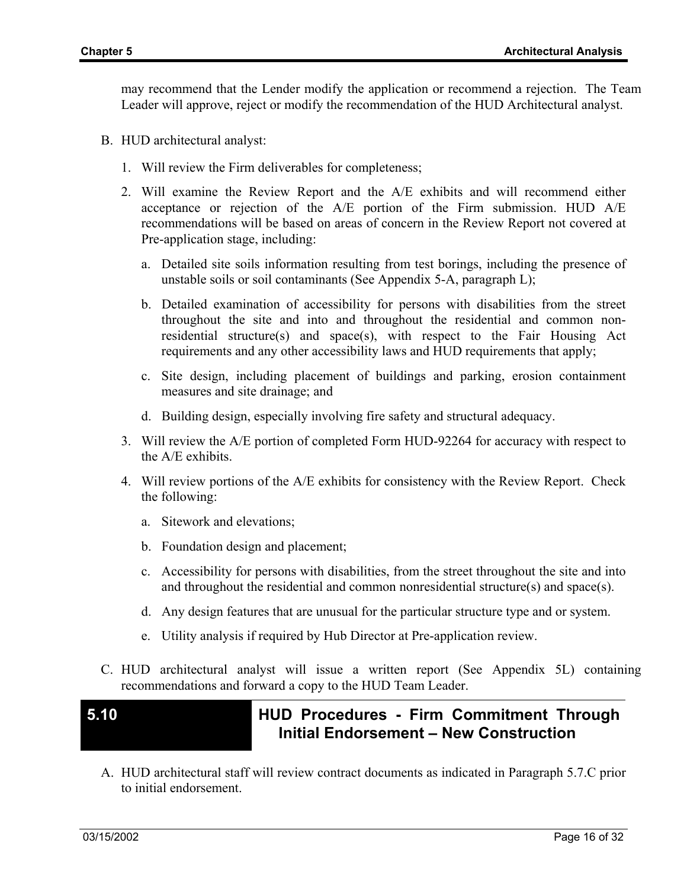may recommend that the Lender modify the application or recommend a rejection. The Team Leader will approve, reject or modify the recommendation of the HUD Architectural analyst.

B. HUD architectural analyst:

   1. Will review the Firm deliverables for completeness;

   2. Will examine the Review Report and the A/E exhibits and will recommend either acceptance or rejection of the A/E portion of the Firm submission. HUD A/E recommendations will be based on areas of concern in the Review Report not covered at Pre-application stage, including:

      a. Detailed site soils information resulting from test borings, including the presence of unstable soils or soil contaminants (See Appendix 5-A, paragraph L);

      b. Detailed examination of accessibility for persons with disabilities from the street throughout the site and into and throughout the residential and common non-residential structure(s) and space(s), with respect to the Fair Housing Act requirements and any other accessibility laws and HUD requirements that apply;

      c. Site design, including placement of buildings and parking, erosion containment measures and site drainage; and

      d. Building design, especially involving fire safety and structural adequacy.

   3. Will review the A/E portion of completed Form HUD-92264 for accuracy with respect to the A/E exhibits.

   4. Will review portions of the A/E exhibits for consistency with the Review Report. Check the following:

      a. Sitework and elevations;

      b. Foundation design and placement;

      c. Accessibility for persons with disabilities, from the street throughout the site and into and throughout the residential and common nonresidential structure(s) and space(s).

      d. Any design features that are unusual for the particular structure type and or system.

      e. Utility analysis if required by Hub Director at Pre-application review.

C. HUD architectural analyst will issue a written report (See Appendix 5L) containing recommendations and forward a copy to the HUD Team Leader.

## 5.10 HUD Procedures - Firm Commitment Through Initial Endorsement – New Construction

A. HUD architectural staff will review contract documents as indicated in Paragraph 5.7.C prior to initial endorsement.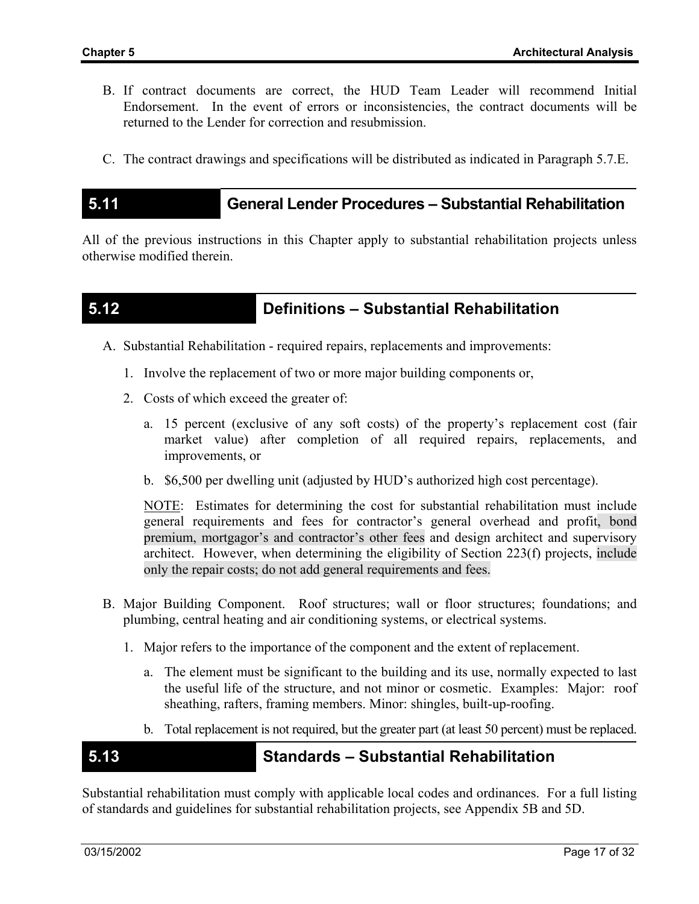B. If contract documents are correct, the HUD Team Leader will recommend Initial Endorsement. In the event of errors or inconsistencies, the contract documents will be returned to the Lender for correction and resubmission.

C. The contract drawings and specifications will be distributed as indicated in Paragraph 5.7.E.

## 5.11 General Lender Procedures – Substantial Rehabilitation

All of the previous instructions in this Chapter apply to substantial rehabilitation projects unless otherwise modified therein.

## 5.12 Definitions – Substantial Rehabilitation

A. Substantial Rehabilitation - required repairs, replacements and improvements:

   1. Involve the replacement of two or more major building components or,

   2. Costs of which exceed the greater of:

      a. 15 percent (exclusive of any soft costs) of the property's replacement cost (fair market value) after completion of all required repairs, replacements, and improvements, or

      b. $6,500 per dwelling unit (adjusted by HUD's authorized high cost percentage).

      NOTE: Estimates for determining the cost for substantial rehabilitation must include general requirements and fees for contractor's general overhead and profit, bond premium, mortgagor's and contractor's other fees and design architect and supervisory architect. However, when determining the eligibility of Section 223(f) projects, include only the repair costs; do not add general requirements and fees.

B. Major Building Component. Roof structures; wall or floor structures; foundations; and plumbing, central heating and air conditioning systems, or electrical systems.

   1. Major refers to the importance of the component and the extent of replacement.

      a. The element must be significant to the building and its use, normally expected to last the useful life of the structure, and not minor or cosmetic. Examples: Major: roof sheathing, rafters, framing members. Minor: shingles, built-up-roofing.

      b. Total replacement is not required, but the greater part (at least 50 percent) must be replaced.

## 5.13 Standards – Substantial Rehabilitation

Substantial rehabilitation must comply with applicable local codes and ordinances. For a full listing of standards and guidelines for substantial rehabilitation projects, see Appendix 5B and 5D.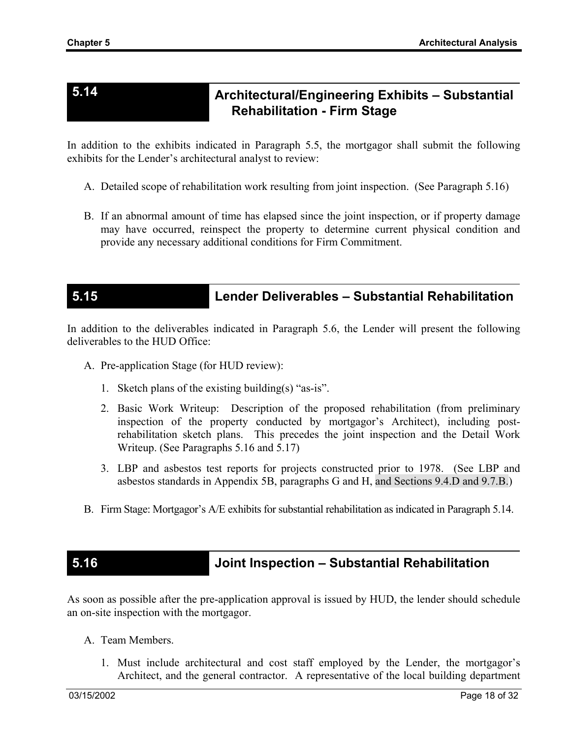## 5.14 Architectural/Engineering Exhibits – Substantial Rehabilitation - Firm Stage

In addition to the exhibits indicated in Paragraph 5.5, the mortgagor shall submit the following exhibits for the Lender's architectural analyst to review:

A. Detailed scope of rehabilitation work resulting from joint inspection. (See Paragraph 5.16)

B. If an abnormal amount of time has elapsed since the joint inspection, or if property damage may have occurred, reinspect the property to determine current physical condition and provide any necessary additional conditions for Firm Commitment.

## 5.15 Lender Deliverables – Substantial Rehabilitation

In addition to the deliverables indicated in Paragraph 5.6, the Lender will present the following deliverables to the HUD Office:

A. Pre-application Stage (for HUD review):

   1. Sketch plans of the existing building(s) "as-is".

   2. Basic Work Writeup: Description of the proposed rehabilitation (from preliminary inspection of the property conducted by mortgagor's Architect), including post-rehabilitation sketch plans. This precedes the joint inspection and the Detail Work Writeup. (See Paragraphs 5.16 and 5.17)

   3. LBP and asbestos test reports for projects constructed prior to 1978. (See LBP and asbestos standards in Appendix 5B, paragraphs G and H, and Sections 9.4.D and 9.7.B.)

B. Firm Stage: Mortgagor's A/E exhibits for substantial rehabilitation as indicated in Paragraph 5.14.

## 5.16 Joint Inspection – Substantial Rehabilitation

As soon as possible after the pre-application approval is issued by HUD, the lender should schedule an on-site inspection with the mortgagor.

A. Team Members.

   1. Must include architectural and cost staff employed by the Lender, the mortgagor's Architect, and the general contractor. A representative of the local building department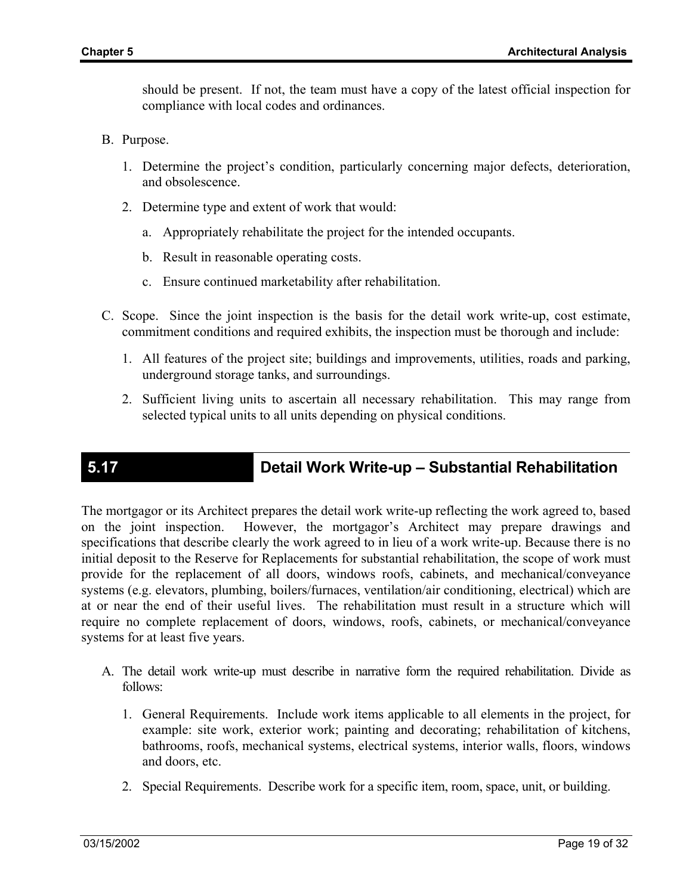should be present. If not, the team must have a copy of the latest official inspection for compliance with local codes and ordinances.

B. Purpose.

   1. Determine the project's condition, particularly concerning major defects, deterioration, and obsolescence.

   2. Determine type and extent of work that would:

      a. Appropriately rehabilitate the project for the intended occupants.

      b. Result in reasonable operating costs.

      c. Ensure continued marketability after rehabilitation.

C. Scope. Since the joint inspection is the basis for the detail work write-up, cost estimate, commitment conditions and required exhibits, the inspection must be thorough and include:

   1. All features of the project site; buildings and improvements, utilities, roads and parking, underground storage tanks, and surroundings.

   2. Sufficient living units to ascertain all necessary rehabilitation. This may range from selected typical units to all units depending on physical conditions.

## 5.17 Detail Work Write-up – Substantial Rehabilitation

The mortgagor or its Architect prepares the detail work write-up reflecting the work agreed to, based on the joint inspection. However, the mortgagor's Architect may prepare drawings and specifications that describe clearly the work agreed to in lieu of a work write-up. Because there is no initial deposit to the Reserve for Replacements for substantial rehabilitation, the scope of work must provide for the replacement of all doors, windows roofs, cabinets, and mechanical/conveyance systems (e.g. elevators, plumbing, boilers/furnaces, ventilation/air conditioning, electrical) which are at or near the end of their useful lives. The rehabilitation must result in a structure which will require no complete replacement of doors, windows, roofs, cabinets, or mechanical/conveyance systems for at least five years.

A. The detail work write-up must describe in narrative form the required rehabilitation. Divide as follows:

   1. General Requirements. Include work items applicable to all elements in the project, for example: site work, exterior work; painting and decorating; rehabilitation of kitchens, bathrooms, roofs, mechanical systems, electrical systems, interior walls, floors, windows and doors, etc.

   2. Special Requirements. Describe work for a specific item, room, space, unit, or building.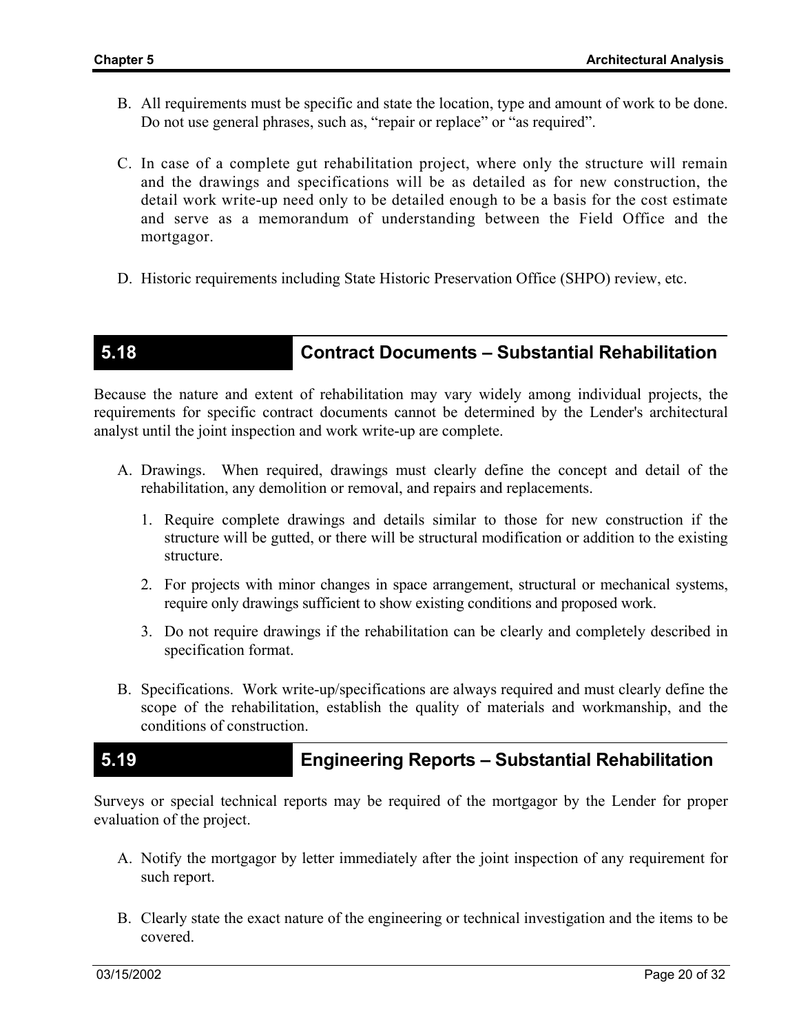B. All requirements must be specific and state the location, type and amount of work to be done. Do not use general phrases, such as, "repair or replace" or "as required".

C. In case of a complete gut rehabilitation project, where only the structure will remain and the drawings and specifications will be as detailed as for new construction, the detail work write-up need only to be detailed enough to be a basis for the cost estimate and serve as a memorandum of understanding between the Field Office and the mortgagor.

D. Historic requirements including State Historic Preservation Office (SHPO) review, etc.

## 5.18 Contract Documents – Substantial Rehabilitation

Because the nature and extent of rehabilitation may vary widely among individual projects, the requirements for specific contract documents cannot be determined by the Lender's architectural analyst until the joint inspection and work write-up are complete.

A. Drawings. When required, drawings must clearly define the concept and detail of the rehabilitation, any demolition or removal, and repairs and replacements.

1. Require complete drawings and details similar to those for new construction if the structure will be gutted, or there will be structural modification or addition to the existing structure.
2. For projects with minor changes in space arrangement, structural or mechanical systems, require only drawings sufficient to show existing conditions and proposed work.
3. Do not require drawings if the rehabilitation can be clearly and completely described in specification format.

B. Specifications. Work write-up/specifications are always required and must clearly define the scope of the rehabilitation, establish the quality of materials and workmanship, and the conditions of construction.

## 5.19 Engineering Reports – Substantial Rehabilitation

Surveys or special technical reports may be required of the mortgagor by the Lender for proper evaluation of the project.

A. Notify the mortgagor by letter immediately after the joint inspection of any requirement for such report.

B. Clearly state the exact nature of the engineering or technical investigation and the items to be covered.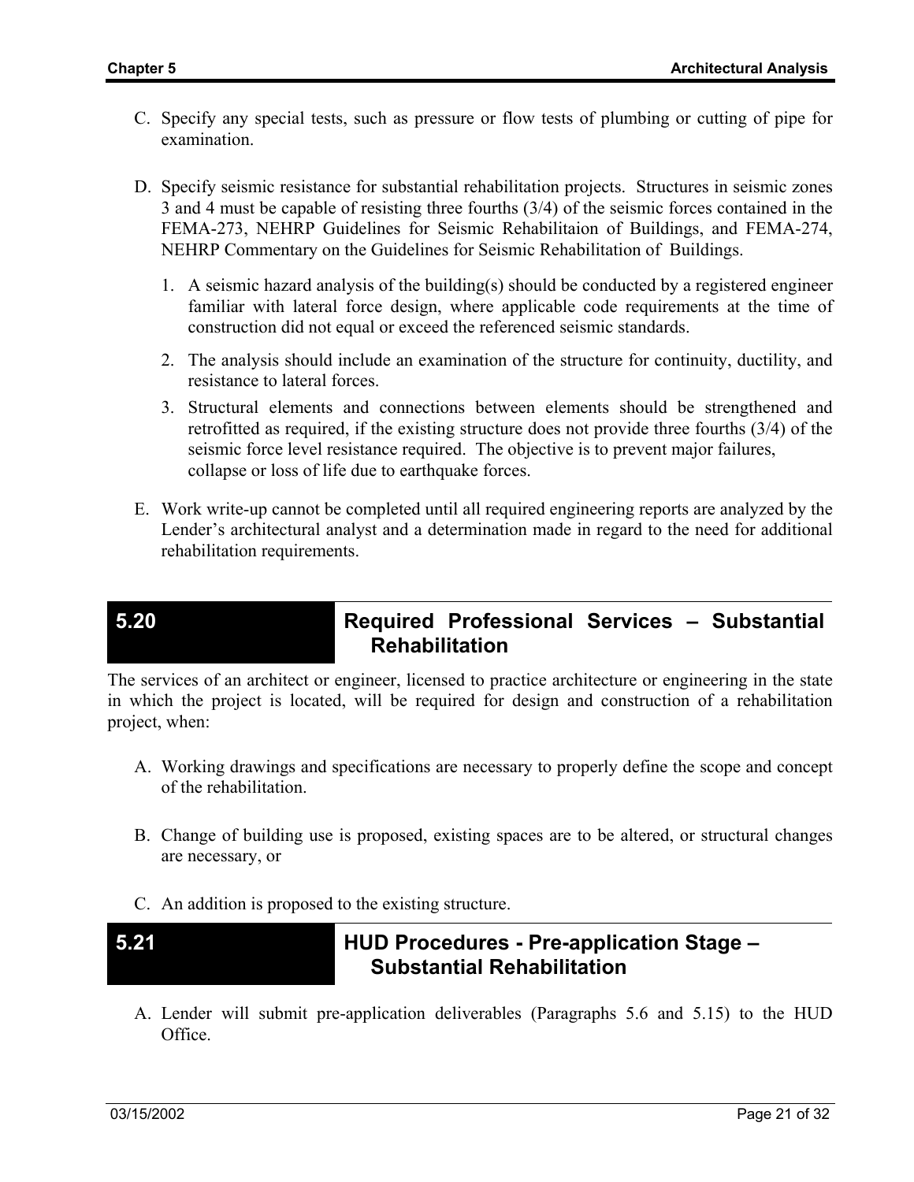C. Specify any special tests, such as pressure or flow tests of plumbing or cutting of pipe for examination.

D. Specify seismic resistance for substantial rehabilitation projects. Structures in seismic zones 3 and 4 must be capable of resisting three fourths (3/4) of the seismic forces contained in the FEMA-273, NEHRP Guidelines for Seismic Rehabilitaion of Buildings, and FEMA-274, NEHRP Commentary on the Guidelines for Seismic Rehabilitation of Buildings.

   1. A seismic hazard analysis of the building(s) should be conducted by a registered engineer familiar with lateral force design, where applicable code requirements at the time of construction did not equal or exceed the referenced seismic standards.
   2. The analysis should include an examination of the structure for continuity, ductility, and resistance to lateral forces.
   3. Structural elements and connections between elements should be strengthened and retrofitted as required, if the existing structure does not provide three fourths (3/4) of the seismic force level resistance required. The objective is to prevent major failures, collapse or loss of life due to earthquake forces.

E. Work write-up cannot be completed until all required engineering reports are analyzed by the Lender's architectural analyst and a determination made in regard to the need for additional rehabilitation requirements.

## 5.20 Required Professional Services – Substantial Rehabilitation

The services of an architect or engineer, licensed to practice architecture or engineering in the state in which the project is located, will be required for design and construction of a rehabilitation project, when:

A. Working drawings and specifications are necessary to properly define the scope and concept of the rehabilitation.

B. Change of building use is proposed, existing spaces are to be altered, or structural changes are necessary, or

C. An addition is proposed to the existing structure.

## 5.21 HUD Procedures - Pre-application Stage – Substantial Rehabilitation

A. Lender will submit pre-application deliverables (Paragraphs 5.6 and 5.15) to the HUD Office.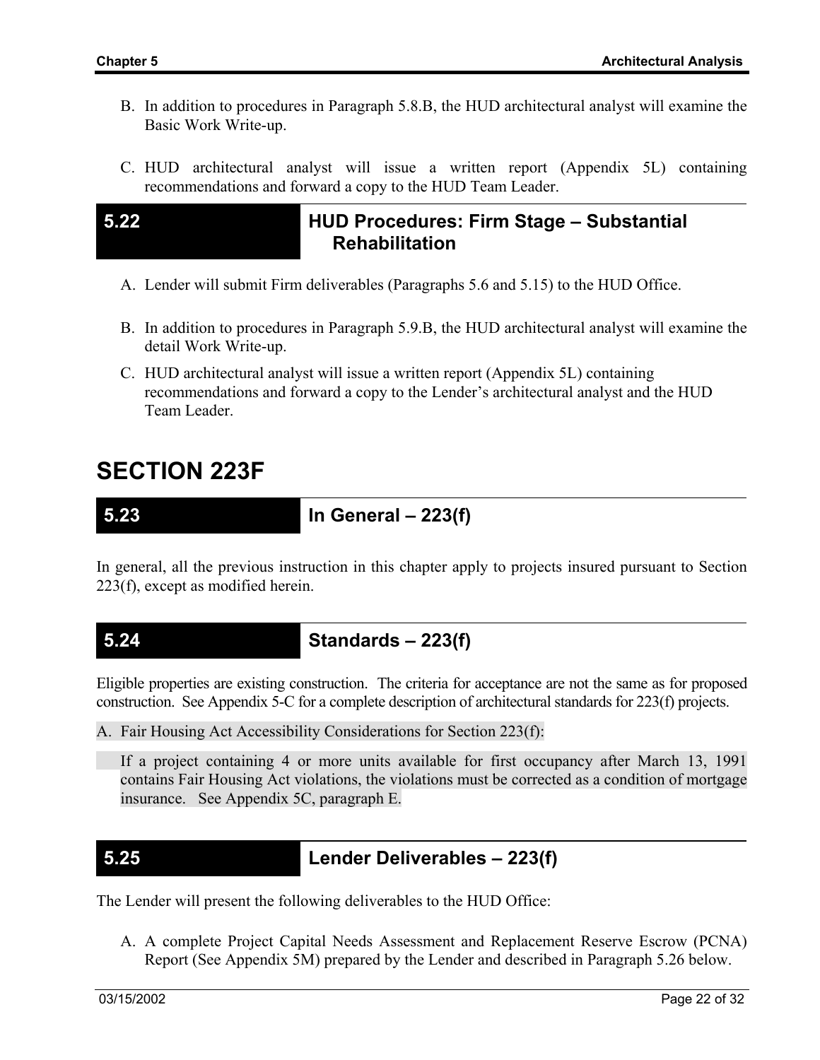B. In addition to procedures in Paragraph 5.8.B, the HUD architectural analyst will examine the Basic Work Write-up.

C. HUD architectural analyst will issue a written report (Appendix 5L) containing recommendations and forward a copy to the HUD Team Leader.

## 5.22 HUD Procedures: Firm Stage – Substantial Rehabilitation

A. Lender will submit Firm deliverables (Paragraphs 5.6 and 5.15) to the HUD Office.

B. In addition to procedures in Paragraph 5.9.B, the HUD architectural analyst will examine the detail Work Write-up.

C. HUD architectural analyst will issue a written report (Appendix 5L) containing recommendations and forward a copy to the Lender's architectural analyst and the HUD Team Leader.

# SECTION 223F

## 5.23 In General – 223(f)

In general, all the previous instruction in this chapter apply to projects insured pursuant to Section 223(f), except as modified herein.

## 5.24 Standards – 223(f)

Eligible properties are existing construction. The criteria for acceptance are not the same as for proposed construction. See Appendix 5-C for a complete description of architectural standards for 223(f) projects.

A. Fair Housing Act Accessibility Considerations for Section 223(f):

If a project containing 4 or more units available for first occupancy after March 13, 1991 contains Fair Housing Act violations, the violations must be corrected as a condition of mortgage insurance. See Appendix 5C, paragraph E.

## 5.25 Lender Deliverables – 223(f)

The Lender will present the following deliverables to the HUD Office:

A. A complete Project Capital Needs Assessment and Replacement Reserve Escrow (PCNA) Report (See Appendix 5M) prepared by the Lender and described in Paragraph 5.26 below.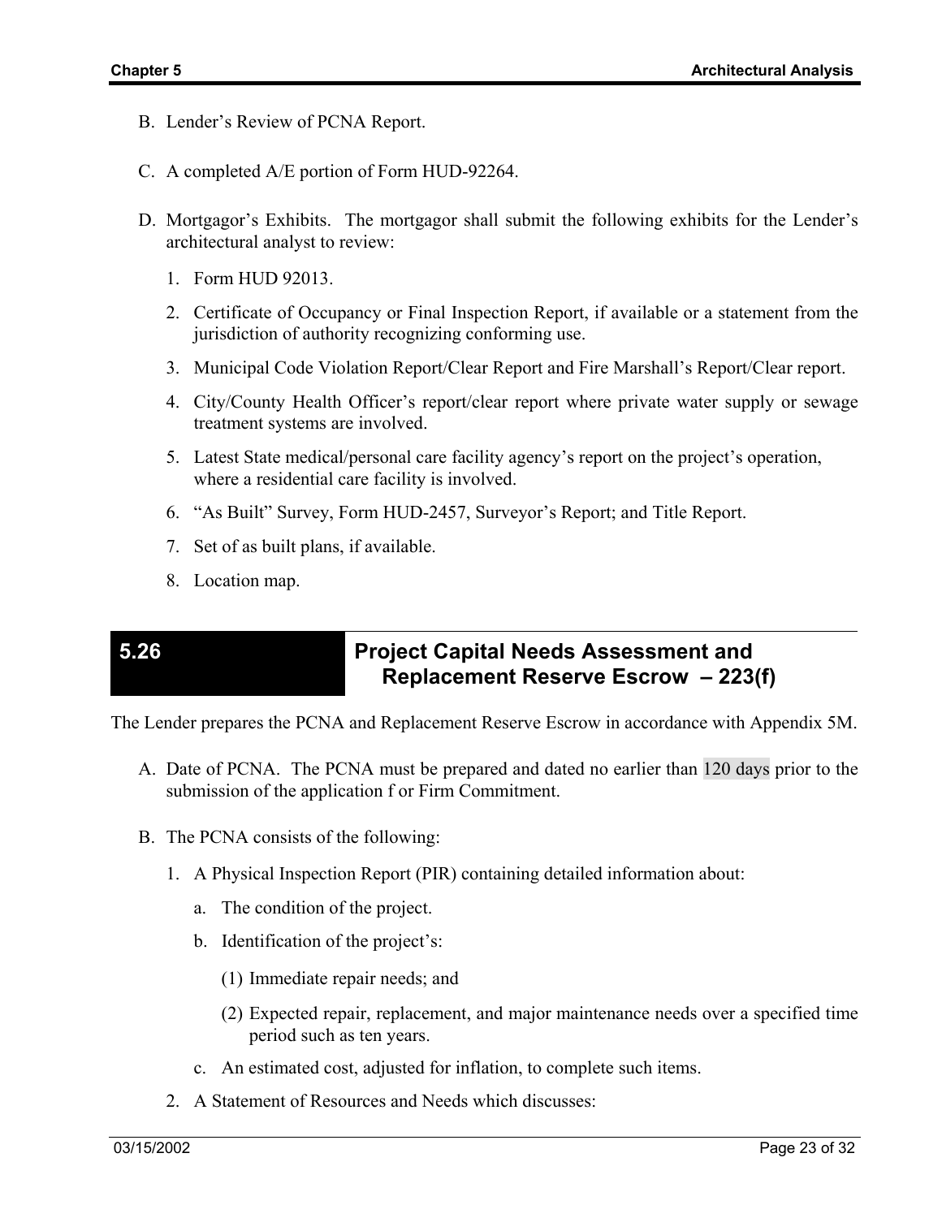B. Lender’s Review of PCNA Report.

C. A completed A/E portion of Form HUD-92264.

D. Mortgagor’s Exhibits. The mortgagor shall submit the following exhibits for the Lender’s architectural analyst to review:

   1. Form HUD 92013.
   2. Certificate of Occupancy or Final Inspection Report, if available or a statement from the jurisdiction of authority recognizing conforming use.
   3. Municipal Code Violation Report/Clear Report and Fire Marshall’s Report/Clear report.
   4. City/County Health Officer’s report/clear report where private water supply or sewage treatment systems are involved.
   5. Latest State medical/personal care facility agency’s report on the project’s operation, where a residential care facility is involved.
   6. “As Built” Survey, Form HUD-2457, Surveyor’s Report; and Title Report.
   7. Set of as built plans, if available.
   8. Location map.

## 5.26 Project Capital Needs Assessment and Replacement Reserve Escrow – 223(f)

The Lender prepares the PCNA and Replacement Reserve Escrow in accordance with Appendix 5M.

A. Date of PCNA. The PCNA must be prepared and dated no earlier than 120 days prior to the submission of the application f or Firm Commitment.

B. The PCNA consists of the following:

   1. A Physical Inspection Report (PIR) containing detailed information about:
      a. The condition of the project.
      b. Identification of the project’s:
         (1) Immediate repair needs; and
         (2) Expected repair, replacement, and major maintenance needs over a specified time period such as ten years.
      c. An estimated cost, adjusted for inflation, to complete such items.
   2. A Statement of Resources and Needs which discusses: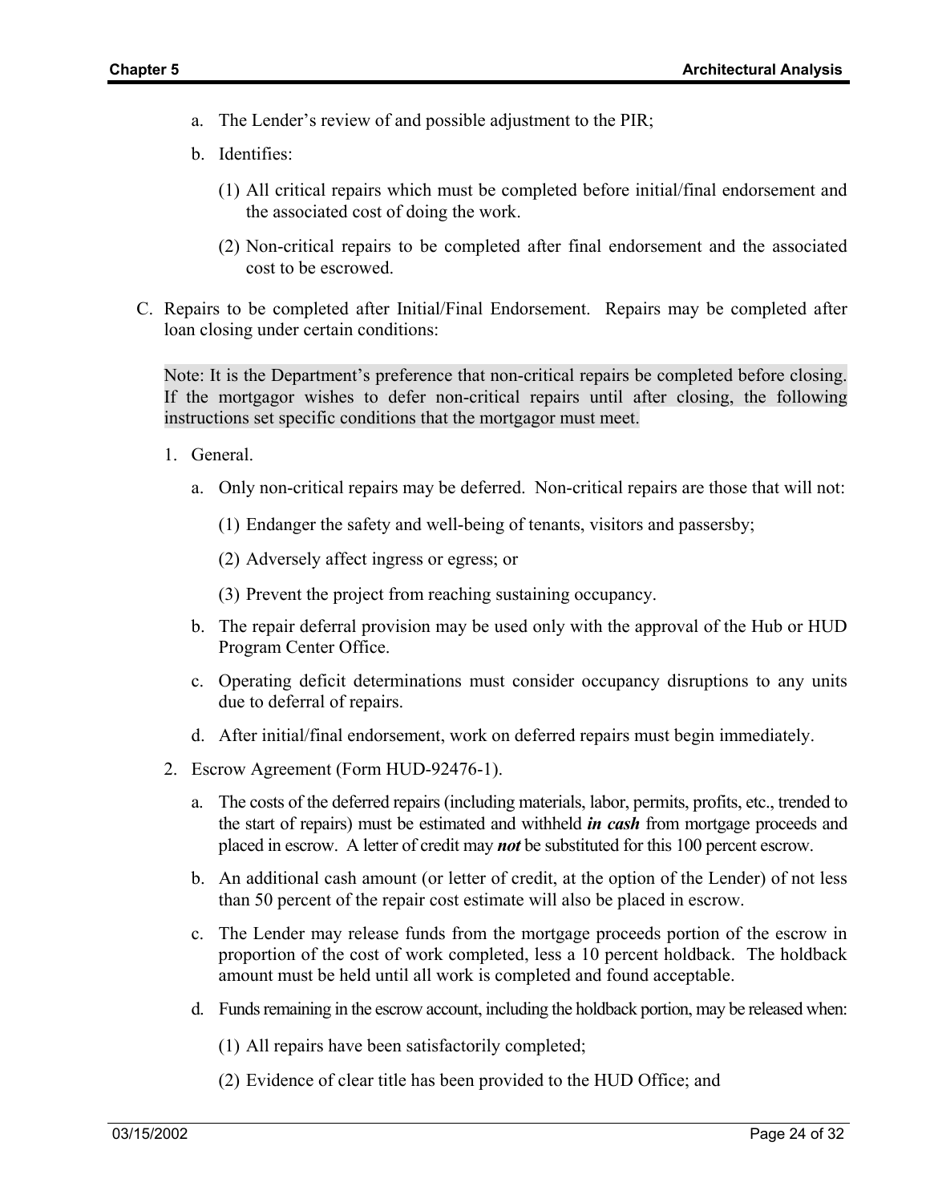a. The Lender's review of and possible adjustment to the PIR;

b. Identifies:

(1) All critical repairs which must be completed before initial/final endorsement and the associated cost of doing the work.

(2) Non-critical repairs to be completed after final endorsement and the associated cost to be escrowed.

C. Repairs to be completed after Initial/Final Endorsement. Repairs may be completed after loan closing under certain conditions:

Note: It is the Department's preference that non-critical repairs be completed before closing. If the mortgagor wishes to defer non-critical repairs until after closing, the following instructions set specific conditions that the mortgagor must meet.

1. General.

a. Only non-critical repairs may be deferred. Non-critical repairs are those that will not:

(1) Endanger the safety and well-being of tenants, visitors and passersby;

(2) Adversely affect ingress or egress; or

(3) Prevent the project from reaching sustaining occupancy.

b. The repair deferral provision may be used only with the approval of the Hub or HUD Program Center Office.

c. Operating deficit determinations must consider occupancy disruptions to any units due to deferral of repairs.

d. After initial/final endorsement, work on deferred repairs must begin immediately.

2. Escrow Agreement (Form HUD-92476-1).

a. The costs of the deferred repairs (including materials, labor, permits, profits, etc., trended to the start of repairs) must be estimated and withheld ***in cash*** from mortgage proceeds and placed in escrow. A letter of credit may ***not*** be substituted for this 100 percent escrow.

b. An additional cash amount (or letter of credit, at the option of the Lender) of not less than 50 percent of the repair cost estimate will also be placed in escrow.

c. The Lender may release funds from the mortgage proceeds portion of the escrow in proportion of the cost of work completed, less a 10 percent holdback. The holdback amount must be held until all work is completed and found acceptable.

d. Funds remaining in the escrow account, including the holdback portion, may be released when:

(1) All repairs have been satisfactorily completed;

(2) Evidence of clear title has been provided to the HUD Office; and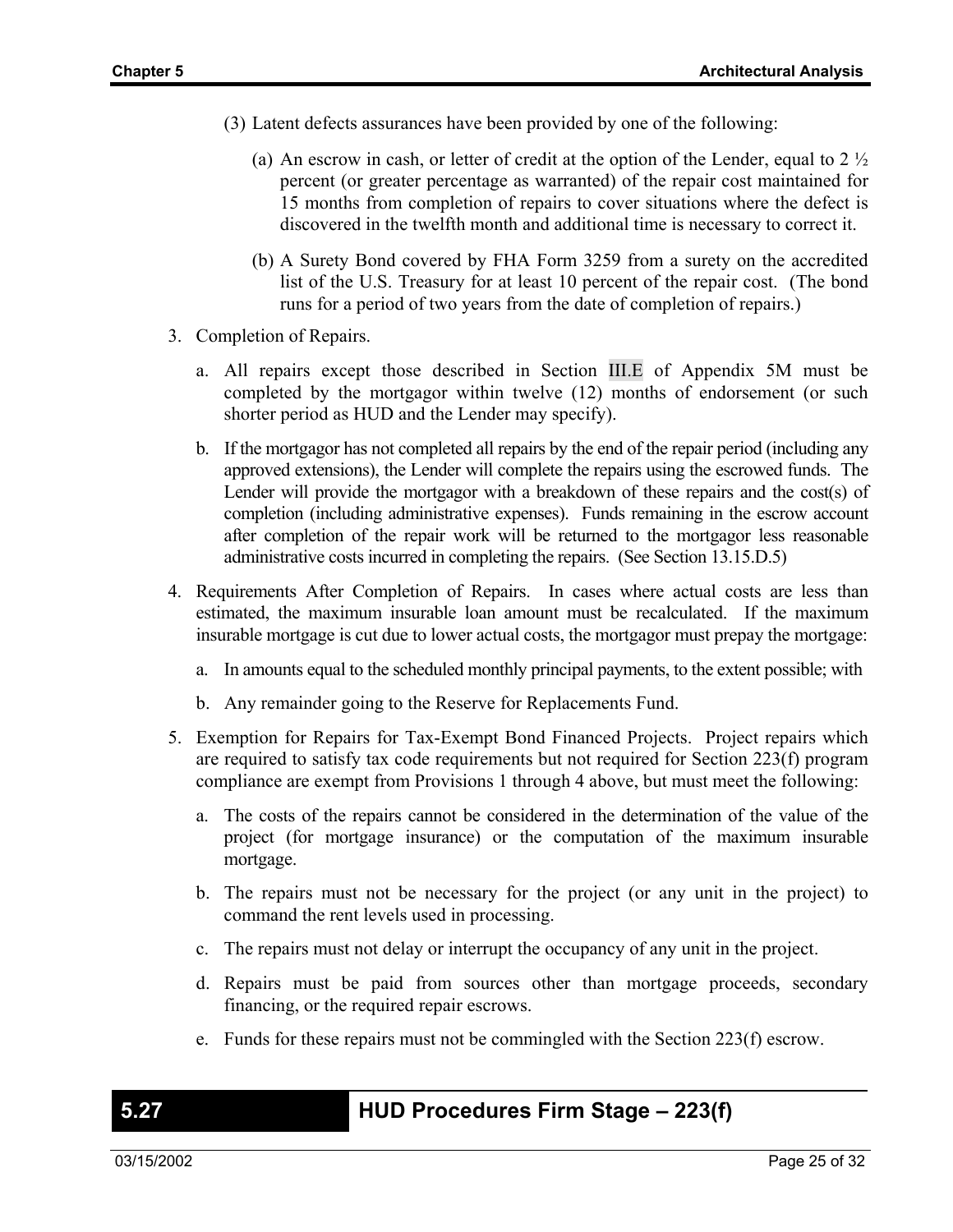(3) Latent defects assurances have been provided by one of the following:

   (a) An escrow in cash, or letter of credit at the option of the Lender, equal to 2 ½ percent (or greater percentage as warranted) of the repair cost maintained for 15 months from completion of repairs to cover situations where the defect is discovered in the twelfth month and additional time is necessary to correct it.

   (b) A Surety Bond covered by FHA Form 3259 from a surety on the accredited list of the U.S. Treasury for at least 10 percent of the repair cost. (The bond runs for a period of two years from the date of completion of repairs.)

3. Completion of Repairs.

   a. All repairs except those described in Section III.E of Appendix 5M must be completed by the mortgagor within twelve (12) months of endorsement (or such shorter period as HUD and the Lender may specify).

   b. If the mortgagor has not completed all repairs by the end of the repair period (including any approved extensions), the Lender will complete the repairs using the escrowed funds. The Lender will provide the mortgagor with a breakdown of these repairs and the cost(s) of completion (including administrative expenses). Funds remaining in the escrow account after completion of the repair work will be returned to the mortgagor less reasonable administrative costs incurred in completing the repairs. (See Section 13.15.D.5)

4. Requirements After Completion of Repairs. In cases where actual costs are less than estimated, the maximum insurable loan amount must be recalculated. If the maximum insurable mortgage is cut due to lower actual costs, the mortgagor must prepay the mortgage:

   a. In amounts equal to the scheduled monthly principal payments, to the extent possible; with

   b. Any remainder going to the Reserve for Replacements Fund.

5. Exemption for Repairs for Tax-Exempt Bond Financed Projects. Project repairs which are required to satisfy tax code requirements but not required for Section 223(f) program compliance are exempt from Provisions 1 through 4 above, but must meet the following:

   a. The costs of the repairs cannot be considered in the determination of the value of the project (for mortgage insurance) or the computation of the maximum insurable mortgage.

   b. The repairs must not be necessary for the project (or any unit in the project) to command the rent levels used in processing.

   c. The repairs must not delay or interrupt the occupancy of any unit in the project.

   d. Repairs must be paid from sources other than mortgage proceeds, secondary financing, or the required repair escrows.

   e. Funds for these repairs must not be commingled with the Section 223(f) escrow.

## 5.27 HUD Procedures Firm Stage – 223(f)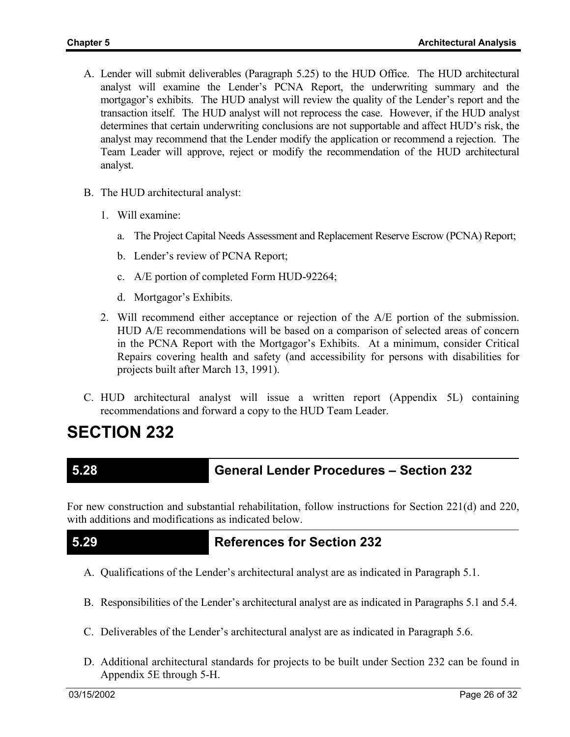A. Lender will submit deliverables (Paragraph 5.25) to the HUD Office. The HUD architectural analyst will examine the Lender's PCNA Report, the underwriting summary and the mortgagor's exhibits. The HUD analyst will review the quality of the Lender's report and the transaction itself. The HUD analyst will not reprocess the case. However, if the HUD analyst determines that certain underwriting conclusions are not supportable and affect HUD's risk, the analyst may recommend that the Lender modify the application or recommend a rejection. The Team Leader will approve, reject or modify the recommendation of the HUD architectural analyst.

B. The HUD architectural analyst:

   1. Will examine:

      a. The Project Capital Needs Assessment and Replacement Reserve Escrow (PCNA) Report;

      b. Lender's review of PCNA Report;

      c. A/E portion of completed Form HUD-92264;

      d. Mortgagor's Exhibits.

   2. Will recommend either acceptance or rejection of the A/E portion of the submission. HUD A/E recommendations will be based on a comparison of selected areas of concern in the PCNA Report with the Mortgagor's Exhibits. At a minimum, consider Critical Repairs covering health and safety (and accessibility for persons with disabilities for projects built after March 13, 1991).

C. HUD architectural analyst will issue a written report (Appendix 5L) containing recommendations and forward a copy to the HUD Team Leader.

# SECTION 232

## 5.28 General Lender Procedures – Section 232

For new construction and substantial rehabilitation, follow instructions for Section 221(d) and 220, with additions and modifications as indicated below.

## 5.29 References for Section 232

A. Qualifications of the Lender's architectural analyst are as indicated in Paragraph 5.1.

B. Responsibilities of the Lender's architectural analyst are as indicated in Paragraphs 5.1 and 5.4.

C. Deliverables of the Lender's architectural analyst are as indicated in Paragraph 5.6.

D. Additional architectural standards for projects to be built under Section 232 can be found in Appendix 5E through 5-H.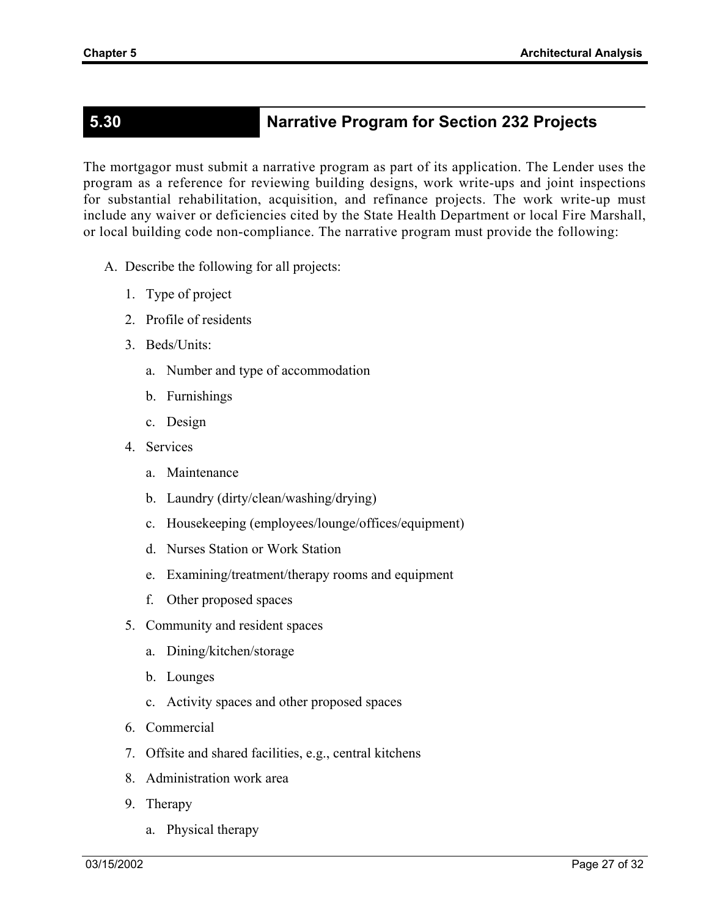## 5.30 Narrative Program for Section 232 Projects

The mortgagor must submit a narrative program as part of its application. The Lender uses the program as a reference for reviewing building designs, work write-ups and joint inspections for substantial rehabilitation, acquisition, and refinance projects. The work write-up must include any waiver or deficiencies cited by the State Health Department or local Fire Marshall, or local building code non-compliance. The narrative program must provide the following:

A. Describe the following for all projects:

   1. Type of project
   2. Profile of residents
   3. Beds/Units:
      a. Number and type of accommodation
      b. Furnishings
      c. Design
   4. Services
      a. Maintenance
      b. Laundry (dirty/clean/washing/drying)
      c. Housekeeping (employees/lounge/offices/equipment)
      d. Nurses Station or Work Station
      e. Examining/treatment/therapy rooms and equipment
      f. Other proposed spaces
   5. Community and resident spaces
      a. Dining/kitchen/storage
      b. Lounges
      c. Activity spaces and other proposed spaces
   6. Commercial
   7. Offsite and shared facilities, e.g., central kitchens
   8. Administration work area
   9. Therapy
      a. Physical therapy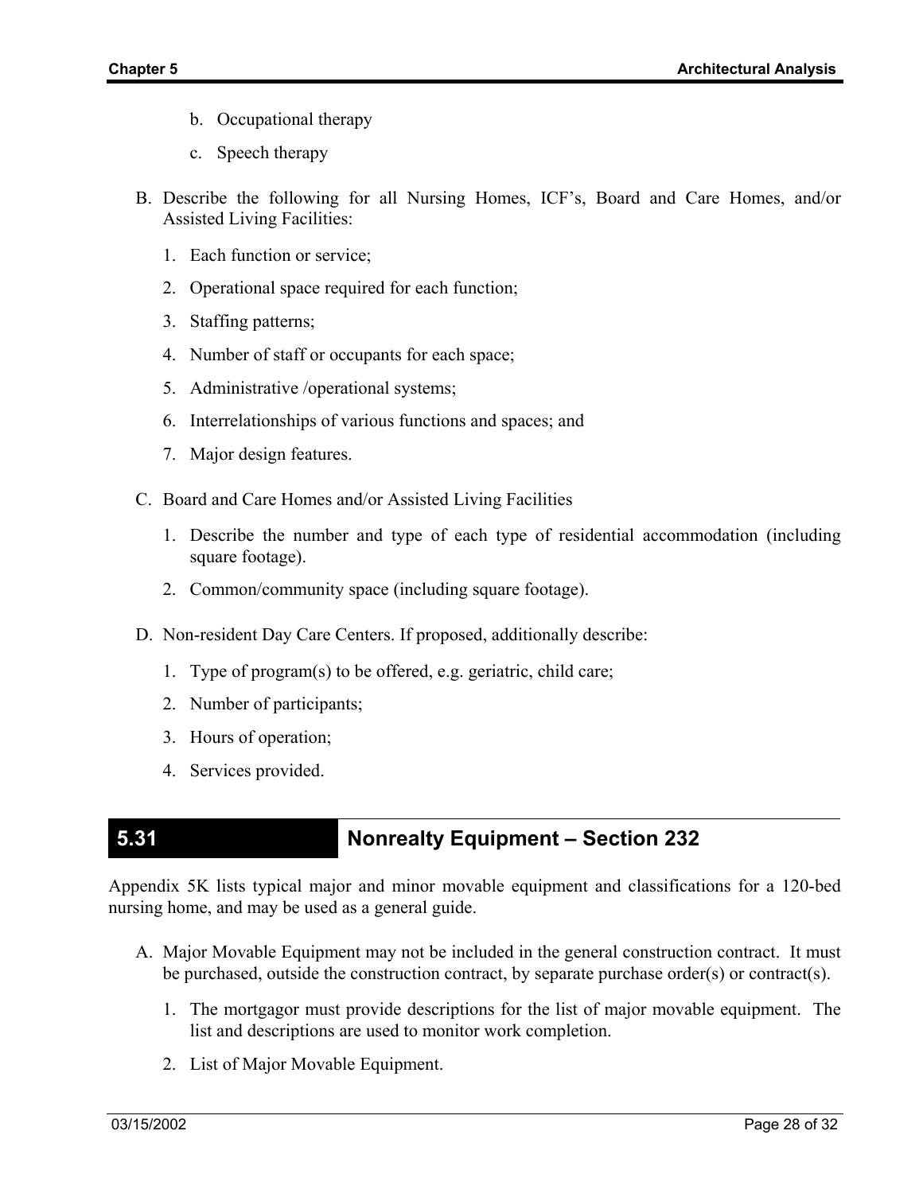b. Occupational therapy

c. Speech therapy

B. Describe the following for all Nursing Homes, ICF's, Board and Care Homes, and/or Assisted Living Facilities:

1. Each function or service;
2. Operational space required for each function;
3. Staffing patterns;
4. Number of staff or occupants for each space;
5. Administrative /operational systems;
6. Interrelationships of various functions and spaces; and
7. Major design features.

C. Board and Care Homes and/or Assisted Living Facilities

1. Describe the number and type of each type of residential accommodation (including square footage).
2. Common/community space (including square footage).

D. Non-resident Day Care Centers. If proposed, additionally describe:

1. Type of program(s) to be offered, e.g. geriatric, child care;
2. Number of participants;
3. Hours of operation;
4. Services provided.

## 5.31 Nonrealty Equipment – Section 232

Appendix 5K lists typical major and minor movable equipment and classifications for a 120-bed nursing home, and may be used as a general guide.

A. Major Movable Equipment may not be included in the general construction contract. It must be purchased, outside the construction contract, by separate purchase order(s) or contract(s).

1. The mortgagor must provide descriptions for the list of major movable equipment. The list and descriptions are used to monitor work completion.
2. List of Major Movable Equipment.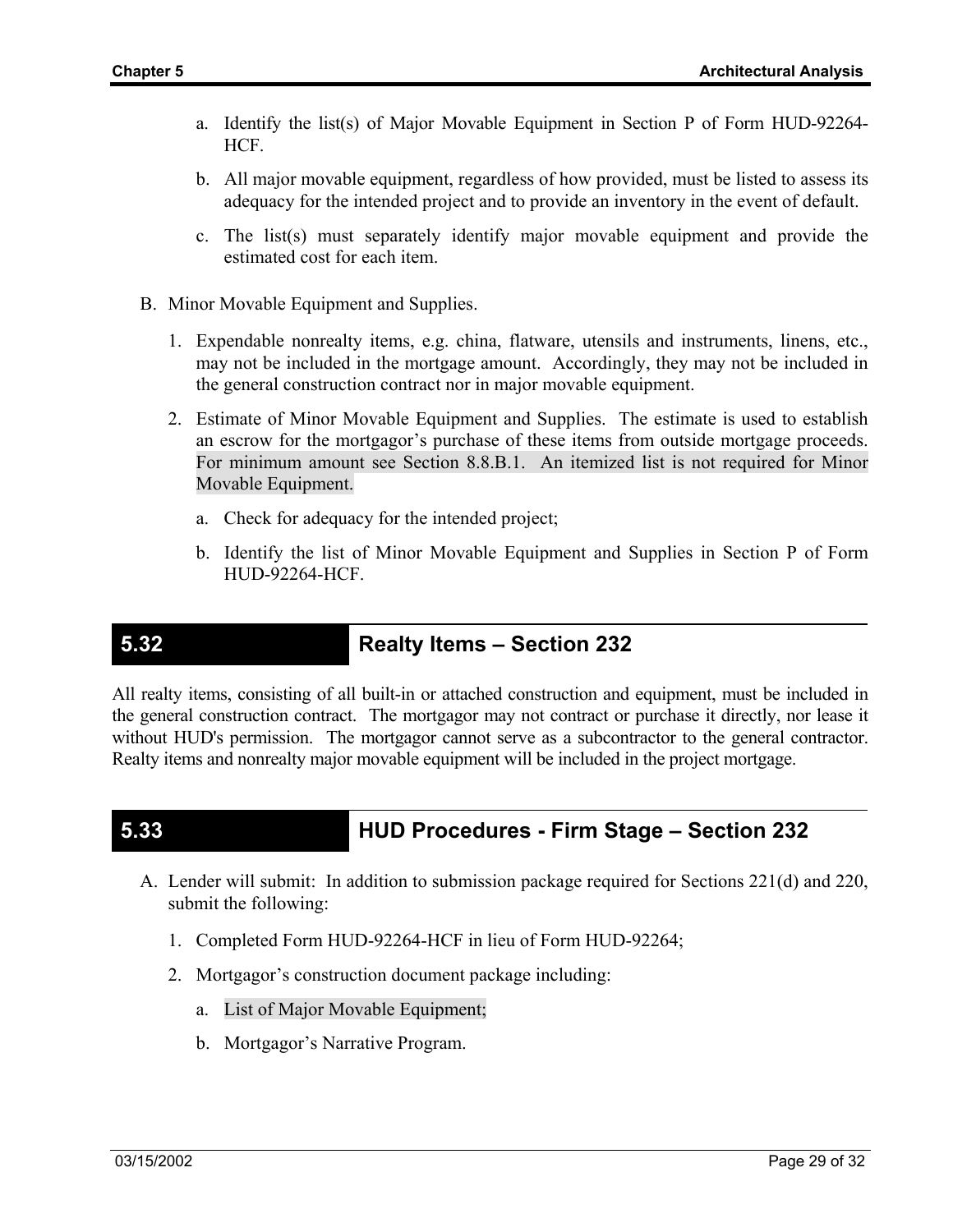a. Identify the list(s) of Major Movable Equipment in Section P of Form HUD-92264-HCF.

b. All major movable equipment, regardless of how provided, must be listed to assess its adequacy for the intended project and to provide an inventory in the event of default.

c. The list(s) must separately identify major movable equipment and provide the estimated cost for each item.

B. Minor Movable Equipment and Supplies.

1. Expendable nonrealty items, e.g. china, flatware, utensils and instruments, linens, etc., may not be included in the mortgage amount. Accordingly, they may not be included in the general construction contract nor in major movable equipment.

2. Estimate of Minor Movable Equipment and Supplies. The estimate is used to establish an escrow for the mortgagor's purchase of these items from outside mortgage proceeds. For minimum amount see Section 8.8.B.1. An itemized list is not required for Minor Movable Equipment.

   a. Check for adequacy for the intended project;

   b. Identify the list of Minor Movable Equipment and Supplies in Section P of Form HUD-92264-HCF.

## 5.32 Realty Items – Section 232

All realty items, consisting of all built-in or attached construction and equipment, must be included in the general construction contract. The mortgagor may not contract or purchase it directly, nor lease it without HUD's permission. The mortgagor cannot serve as a subcontractor to the general contractor. Realty items and nonrealty major movable equipment will be included in the project mortgage.

## 5.33 HUD Procedures - Firm Stage – Section 232

A. Lender will submit: In addition to submission package required for Sections 221(d) and 220, submit the following:

1. Completed Form HUD-92264-HCF in lieu of Form HUD-92264;

2. Mortgagor's construction document package including:

   a. List of Major Movable Equipment;

   b. Mortgagor's Narrative Program.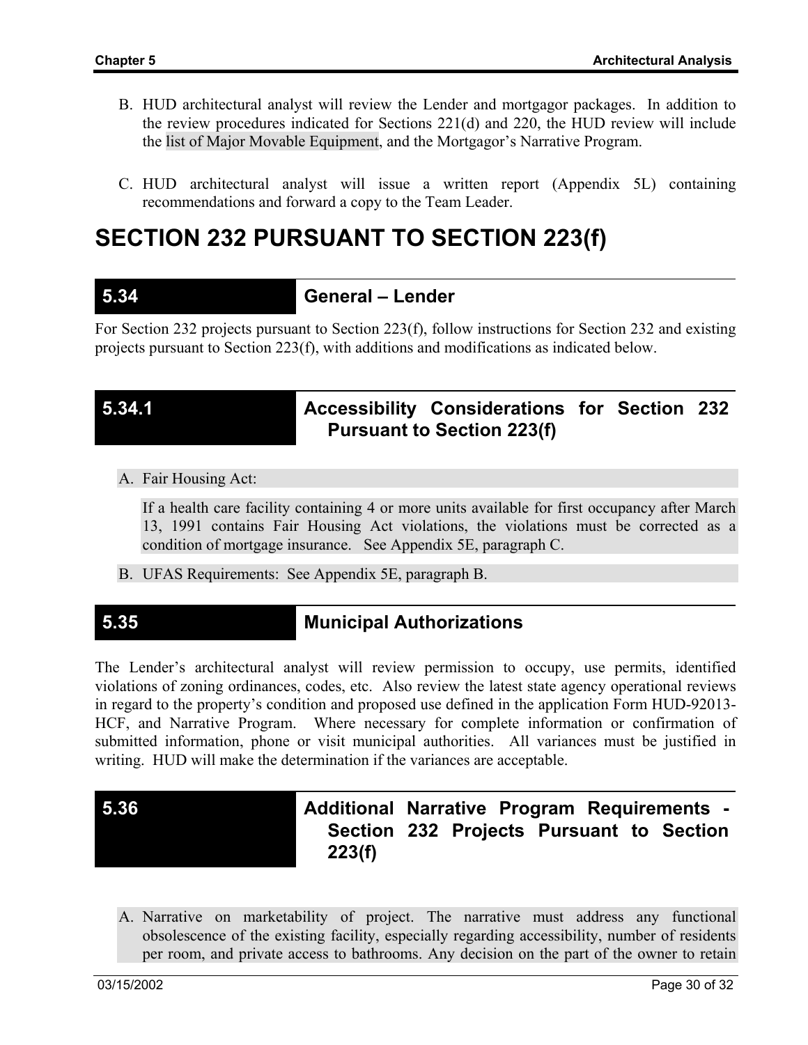B. HUD architectural analyst will review the Lender and mortgagor packages. In addition to the review procedures indicated for Sections 221(d) and 220, the HUD review will include the list of Major Movable Equipment, and the Mortgagor's Narrative Program.

C. HUD architectural analyst will issue a written report (Appendix 5L) containing recommendations and forward a copy to the Team Leader.

# SECTION 232 PURSUANT TO SECTION 223(f)

## 5.34 General – Lender

For Section 232 projects pursuant to Section 223(f), follow instructions for Section 232 and existing projects pursuant to Section 223(f), with additions and modifications as indicated below.

### 5.34.1 Accessibility Considerations for Section 232 Pursuant to Section 223(f)

A. Fair Housing Act:

If a health care facility containing 4 or more units available for first occupancy after March 13, 1991 contains Fair Housing Act violations, the violations must be corrected as a condition of mortgage insurance. See Appendix 5E, paragraph C.

B. UFAS Requirements: See Appendix 5E, paragraph B.

## 5.35 Municipal Authorizations

The Lender's architectural analyst will review permission to occupy, use permits, identified violations of zoning ordinances, codes, etc. Also review the latest state agency operational reviews in regard to the property's condition and proposed use defined in the application Form HUD-92013-HCF, and Narrative Program. Where necessary for complete information or confirmation of submitted information, phone or visit municipal authorities. All variances must be justified in writing. HUD will make the determination if the variances are acceptable.

## 5.36 Additional Narrative Program Requirements - Section 232 Projects Pursuant to Section 223(f)

A. Narrative on marketability of project. The narrative must address any functional obsolescence of the existing facility, especially regarding accessibility, number of residents per room, and private access to bathrooms. Any decision on the part of the owner to retain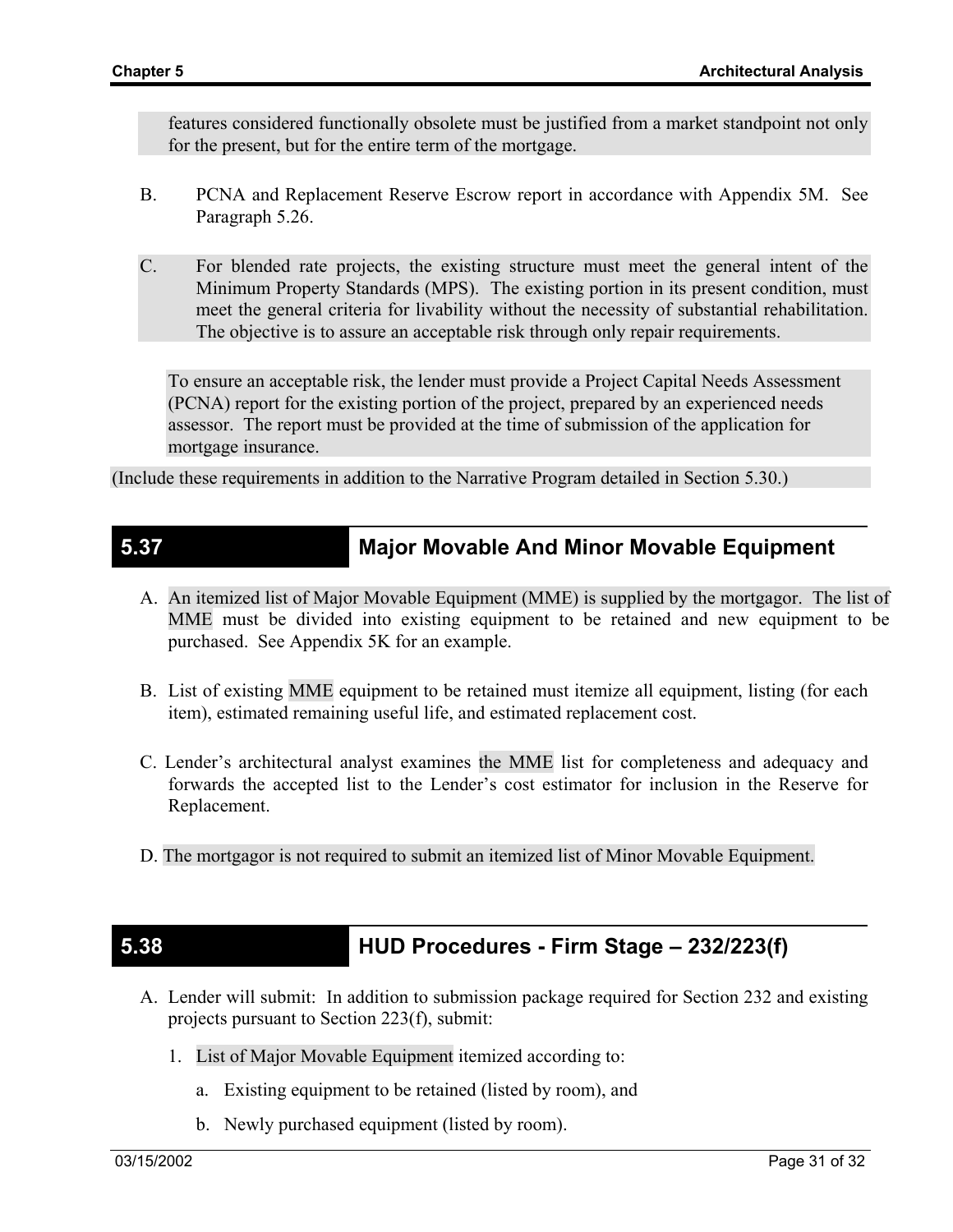features considered functionally obsolete must be justified from a market standpoint not only for the present, but for the entire term of the mortgage.

B. PCNA and Replacement Reserve Escrow report in accordance with Appendix 5M. See Paragraph 5.26.

C. For blended rate projects, the existing structure must meet the general intent of the Minimum Property Standards (MPS). The existing portion in its present condition, must meet the general criteria for livability without the necessity of substantial rehabilitation. The objective is to assure an acceptable risk through only repair requirements.

To ensure an acceptable risk, the lender must provide a Project Capital Needs Assessment (PCNA) report for the existing portion of the project, prepared by an experienced needs assessor. The report must be provided at the time of submission of the application for mortgage insurance.

(Include these requirements in addition to the Narrative Program detailed in Section 5.30.)

## 5.37 Major Movable And Minor Movable Equipment

A. An itemized list of Major Movable Equipment (MME) is supplied by the mortgagor. The list of MME must be divided into existing equipment to be retained and new equipment to be purchased. See Appendix 5K for an example.

B. List of existing MME equipment to be retained must itemize all equipment, listing (for each item), estimated remaining useful life, and estimated replacement cost.

C. Lender's architectural analyst examines the MME list for completeness and adequacy and forwards the accepted list to the Lender's cost estimator for inclusion in the Reserve for Replacement.

D. The mortgagor is not required to submit an itemized list of Minor Movable Equipment.

## 5.38 HUD Procedures - Firm Stage – 232/223(f)

A. Lender will submit: In addition to submission package required for Section 232 and existing projects pursuant to Section 223(f), submit:

1. List of Major Movable Equipment itemized according to:

   a. Existing equipment to be retained (listed by room), and

   b. Newly purchased equipment (listed by room).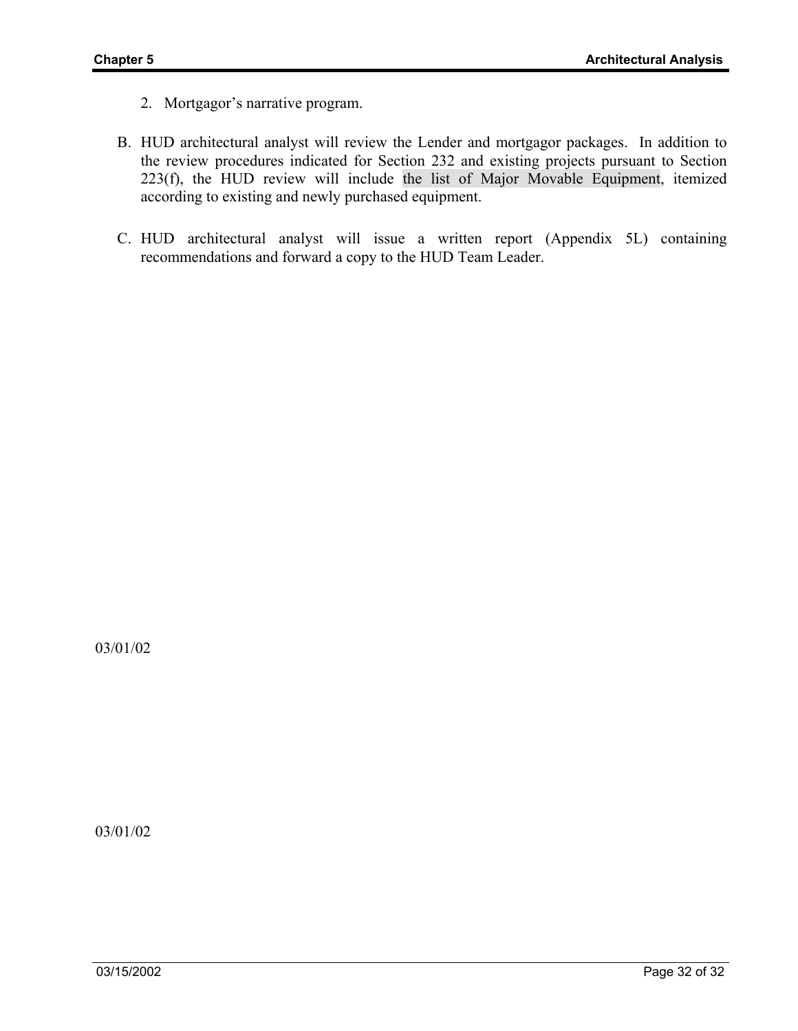2. Mortgagor's narrative program.

B. HUD architectural analyst will review the Lender and mortgagor packages. In addition to the review procedures indicated for Section 232 and existing projects pursuant to Section 223(f), the HUD review will include the list of Major Movable Equipment, itemized according to existing and newly purchased equipment.

C. HUD architectural analyst will issue a written report (Appendix 5L) containing recommendations and forward a copy to the HUD Team Leader.

03/01/02

03/01/02